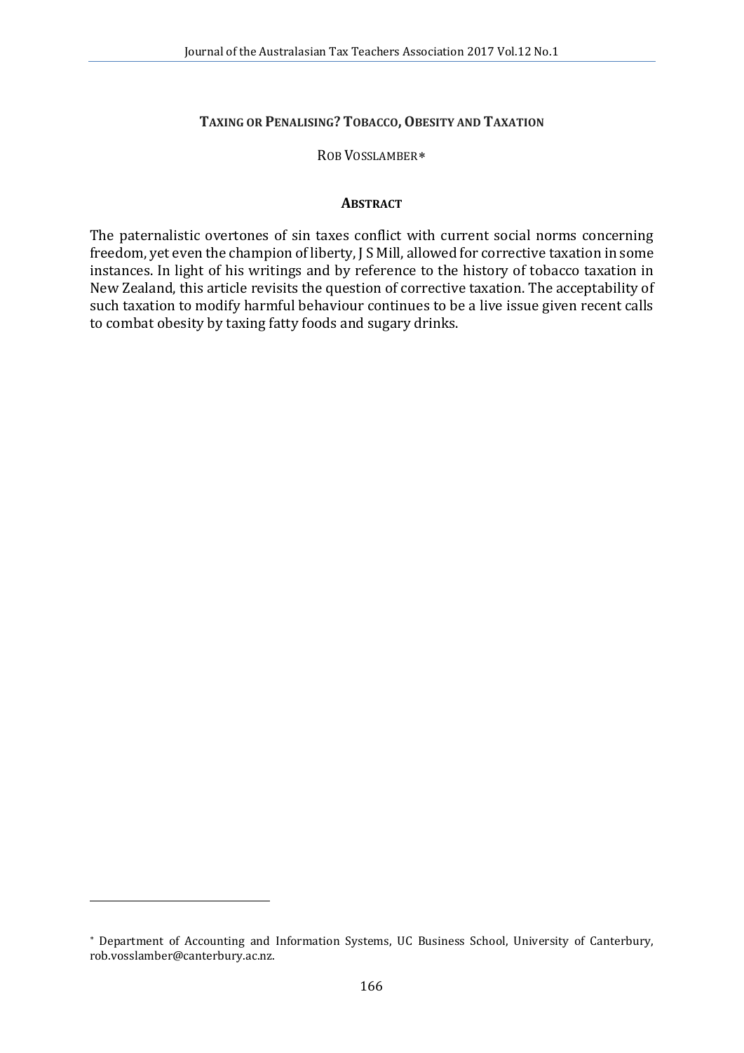# Taxing or Penalising? Tobacco, Obesity and Taxation

Rob Vosslamber*

## Abstract

The paternalistic overtones of sin taxes conflict with current social norms concerning freedom, yet even the champion of liberty, J S Mill, allowed for corrective taxation in some instances. In light of his writings and by reference to the history of tobacco taxation in New Zealand, this article revisits the question of corrective taxation. The acceptability of such taxation to modify harmful behaviour continues to be a live issue given recent calls to combat obesity by taxing fatty foods and sugary drinks.

---

* Department of Accounting and Information Systems, UC Business School, University of Canterbury, rob.vosslamber@canterbury.ac.nz.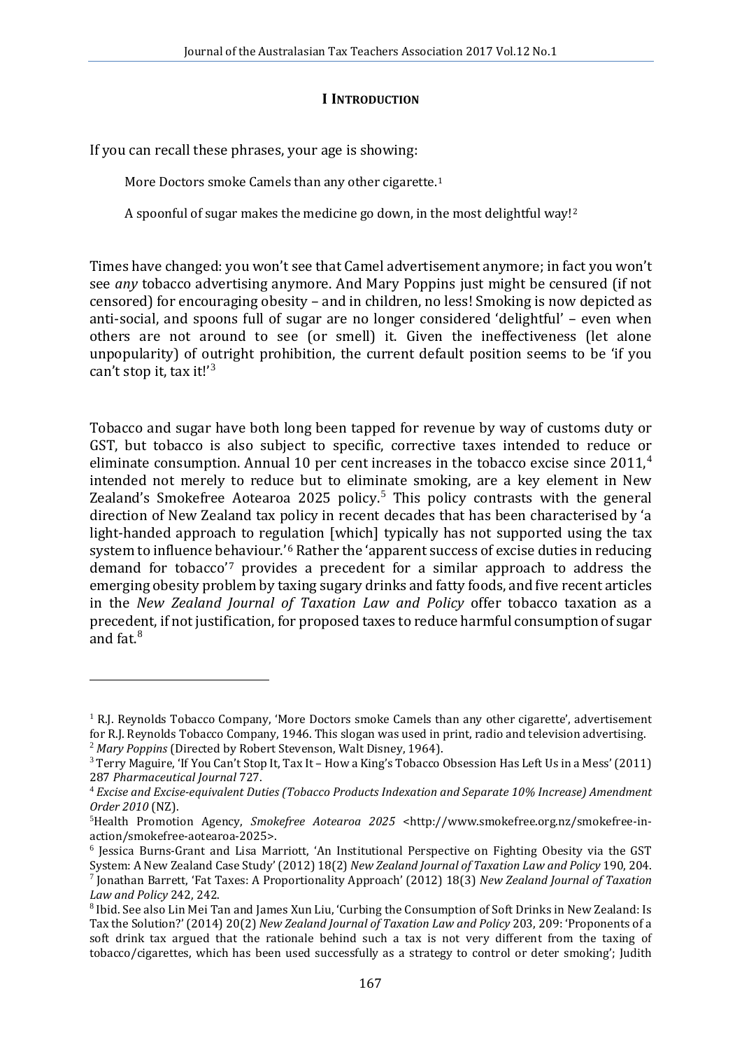## I Introduction

If you can recall these phrases, your age is showing:

> More Doctors smoke Camels than any other cigarette.[1]
>
> A spoonful of sugar makes the medicine go down, in the most delightful way![2]

Times have changed: you won't see that Camel advertisement anymore; in fact you won't see *any* tobacco advertising anymore. And Mary Poppins just might be censured (if not censored) for encouraging obesity – and in children, no less! Smoking is now depicted as anti-social, and spoons full of sugar are no longer considered 'delightful' – even when others are not around to see (or smell) it. Given the ineffectiveness (let alone unpopularity) of outright prohibition, the current default position seems to be 'if you can't stop it, tax it!'[3]

Tobacco and sugar have both long been tapped for revenue by way of customs duty or GST, but tobacco is also subject to specific, corrective taxes intended to reduce or eliminate consumption. Annual 10 per cent increases in the tobacco excise since 2011,[4] intended not merely to reduce but to eliminate smoking, are a key element in New Zealand's Smokefree Aotearoa 2025 policy.[5] This policy contrasts with the general direction of New Zealand tax policy in recent decades that has been characterised by 'a light-handed approach to regulation [which] typically has not supported using the tax system to influence behaviour.'[6] Rather the 'apparent success of excise duties in reducing demand for tobacco'[7] provides a precedent for a similar approach to address the emerging obesity problem by taxing sugary drinks and fatty foods, and five recent articles in the *New Zealand Journal of Taxation Law and Policy* offer tobacco taxation as a precedent, if not justification, for proposed taxes to reduce harmful consumption of sugar and fat.[8]

---

[1] R.J. Reynolds Tobacco Company, 'More Doctors smoke Camels than any other cigarette', advertisement for R.J. Reynolds Tobacco Company, 1946. This slogan was used in print, radio and television advertising.

[2] *Mary Poppins* (Directed by Robert Stevenson, Walt Disney, 1964).

[3] Terry Maguire, 'If You Can't Stop It, Tax It – How a King's Tobacco Obsession Has Left Us in a Mess' (2011) 287 *Pharmaceutical Journal* 727.

[4] *Excise and Excise-equivalent Duties (Tobacco Products Indexation and Separate 10% Increase) Amendment Order 2010* (NZ).

[5] Health Promotion Agency, *Smokefree Aotearoa 2025* <http://www.smokefree.org.nz/smokefree-in-action/smokefree-aotearoa-2025>.

[6] Jessica Burns-Grant and Lisa Marriott, 'An Institutional Perspective on Fighting Obesity via the GST System: A New Zealand Case Study' (2012) 18(2) *New Zealand Journal of Taxation Law and Policy* 190, 204.

[7] Jonathan Barrett, 'Fat Taxes: A Proportionality Approach' (2012) 18(3) *New Zealand Journal of Taxation Law and Policy* 242, 242.

[8] Ibid. See also Lin Mei Tan and James Xun Liu, 'Curbing the Consumption of Soft Drinks in New Zealand: Is Tax the Solution?' (2014) 20(2) *New Zealand Journal of Taxation Law and Policy* 203, 209: 'Proponents of a soft drink tax argued that the rationale behind such a tax is not very different from the taxing of tobacco/cigarettes, which has been used successfully as a strategy to control or deter smoking'; Judith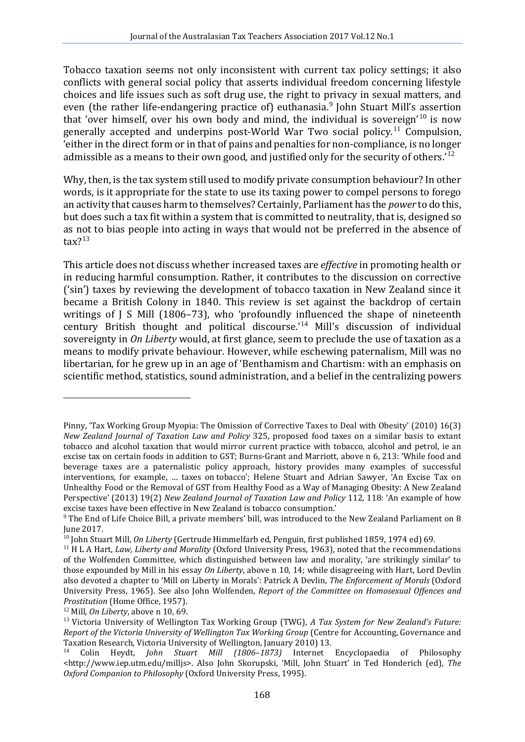Tobacco taxation seems not only inconsistent with current tax policy settings; it also conflicts with general social policy that asserts individual freedom concerning lifestyle choices and life issues such as soft drug use, the right to privacy in sexual matters, and even (the rather life-endangering practice of) euthanasia.[9] John Stuart Mill's assertion that 'over himself, over his own body and mind, the individual is sovereign'[10] is now generally accepted and underpins post-World War Two social policy.[11] Compulsion, 'either in the direct form or in that of pains and penalties for non-compliance, is no longer admissible as a means to their own good, and justified only for the security of others.'[12]

Why, then, is the tax system still used to modify private consumption behaviour? In other words, is it appropriate for the state to use its taxing power to compel persons to forego an activity that causes harm to themselves? Certainly, Parliament has the *power* to do this, but does such a tax fit within a system that is committed to neutrality, that is, designed so as not to bias people into acting in ways that would not be preferred in the absence of tax?[13]

This article does not discuss whether increased taxes are *effective* in promoting health or in reducing harmful consumption. Rather, it contributes to the discussion on corrective ('sin') taxes by reviewing the development of tobacco taxation in New Zealand since it became a British Colony in 1840. This review is set against the backdrop of certain writings of J S Mill (1806–73), who 'profoundly influenced the shape of nineteenth century British thought and political discourse.'[14] Mill's discussion of individual sovereignty in *On Liberty* would, at first glance, seem to preclude the use of taxation as a means to modify private behaviour. However, while eschewing paternalism, Mill was no libertarian, for he grew up in an age of 'Benthamism and Chartism: with an emphasis on scientific method, statistics, sound administration, and a belief in the centralizing powers

---

Pinny, 'Tax Working Group Myopia: The Omission of Corrective Taxes to Deal with Obesity' (2010) 16(3) *New Zealand Journal of Taxation Law and Policy* 325, proposed food taxes on a similar basis to extant tobacco and alcohol taxation that would mirror current practice with tobacco, alcohol and petrol, ie an excise tax on certain foods in addition to GST; Burns-Grant and Marriott, above n 6, 213: 'While food and beverage taxes are a paternalistic policy approach, history provides many examples of successful interventions, for example, … taxes on tobacco'; Helene Stuart and Adrian Sawyer, 'An Excise Tax on Unhealthy Food or the Removal of GST from Healthy Food as a Way of Managing Obesity: A New Zealand Perspective' (2013) 19(2) *New Zealand Journal of Taxation Law and Policy* 112, 118: 'An example of how excise taxes have been effective in New Zealand is tobacco consumption.'

[9] The End of Life Choice Bill, a private members' bill, was introduced to the New Zealand Parliament on 8 June 2017.

[10] John Stuart Mill, *On Liberty* (Gertrude Himmelfarb ed, Penguin, first published 1859, 1974 ed) 69.

[11] H L A Hart, *Law, Liberty and Morality* (Oxford University Press, 1963), noted that the recommendations of the Wolfenden Committee, which distinguished between law and morality, 'are strikingly similar' to those expounded by Mill in his essay *On Liberty*, above n 10, 14; while disagreeing with Hart, Lord Devlin also devoted a chapter to 'Mill on Liberty in Morals': Patrick A Devlin, *The Enforcement of Morals* (Oxford University Press, 1965). See also John Wolfenden, *Report of the Committee on Homosexual Offences and Prostitution* (Home Office, 1957).

[12] Mill, *On Liberty*, above n 10, 69.

[13] Victoria University of Wellington Tax Working Group (TWG), *A Tax System for New Zealand's Future: Report of the Victoria University of Wellington Tax Working Group* (Centre for Accounting, Governance and Taxation Research, Victoria University of Wellington, January 2010) 13.

[14] Colin Heydt, *John Stuart Mill (1806–1873)* Internet Encyclopaedia of Philosophy <http://www.iep.utm.edu/milljs>. Also John Skorupski, 'Mill, John Stuart' in Ted Honderich (ed), *The Oxford Companion to Philosophy* (Oxford University Press, 1995).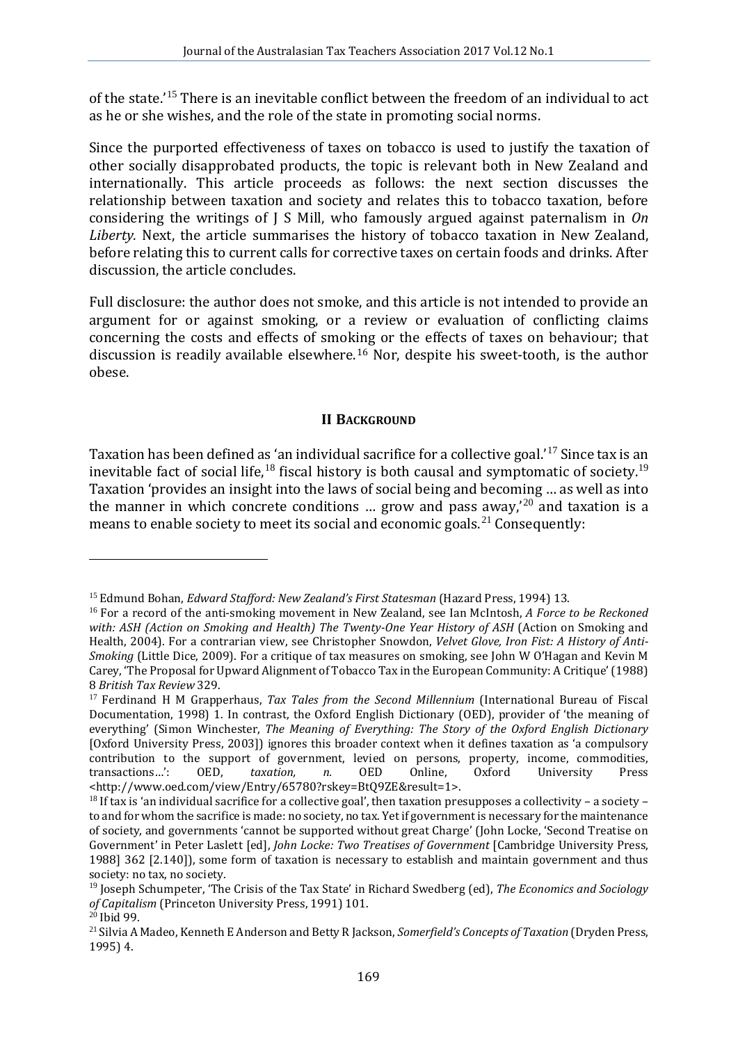of the state.'[15] There is an inevitable conflict between the freedom of an individual to act as he or she wishes, and the role of the state in promoting social norms.

Since the purported effectiveness of taxes on tobacco is used to justify the taxation of other socially disapprobated products, the topic is relevant both in New Zealand and internationally. This article proceeds as follows: the next section discusses the relationship between taxation and society and relates this to tobacco taxation, before considering the writings of J S Mill, who famously argued against paternalism in *On Liberty.* Next, the article summarises the history of tobacco taxation in New Zealand, before relating this to current calls for corrective taxes on certain foods and drinks. After discussion, the article concludes.

Full disclosure: the author does not smoke, and this article is not intended to provide an argument for or against smoking, or a review or evaluation of conflicting claims concerning the costs and effects of smoking or the effects of taxes on behaviour; that discussion is readily available elsewhere.[16] Nor, despite his sweet-tooth, is the author obese.

## II Background

Taxation has been defined as 'an individual sacrifice for a collective goal.'[17] Since tax is an inevitable fact of social life,[18] fiscal history is both causal and symptomatic of society.[19] Taxation 'provides an insight into the laws of social being and becoming … as well as into the manner in which concrete conditions … grow and pass away,'[20] and taxation is a means to enable society to meet its social and economic goals.[21] Consequently:

---

[15] Edmund Bohan, *Edward Stafford: New Zealand's First Statesman* (Hazard Press, 1994) 13.

[16] For a record of the anti-smoking movement in New Zealand, see Ian McIntosh, *A Force to be Reckoned with: ASH (Action on Smoking and Health) The Twenty-One Year History of ASH* (Action on Smoking and Health, 2004). For a contrarian view, see Christopher Snowdon, *Velvet Glove, Iron Fist: A History of Anti-Smoking* (Little Dice, 2009). For a critique of tax measures on smoking, see John W O'Hagan and Kevin M Carey, 'The Proposal for Upward Alignment of Tobacco Tax in the European Community: A Critique' (1988) 8 *British Tax Review* 329.

[17] Ferdinand H M Grapperhaus, *Tax Tales from the Second Millennium* (International Bureau of Fiscal Documentation, 1998) 1. In contrast, the Oxford English Dictionary (OED), provider of 'the meaning of everything' (Simon Winchester, *The Meaning of Everything: The Story of the Oxford English Dictionary* [Oxford University Press, 2003]) ignores this broader context when it defines taxation as 'a compulsory contribution to the support of government, levied on persons, property, income, commodities, transactions…': OED, *taxation, n.* OED Online, Oxford University Press <http://www.oed.com/view/Entry/65780?rskey=BtQ9ZE&result=1>.

[18] If tax is 'an individual sacrifice for a collective goal', then taxation presupposes a collectivity – a society – to and for whom the sacrifice is made: no society, no tax. Yet if government is necessary for the maintenance of society, and governments 'cannot be supported without great Charge' (John Locke, 'Second Treatise on Government' in Peter Laslett [ed], *John Locke: Two Treatises of Government* [Cambridge University Press, 1988] 362 [2.140]), some form of taxation is necessary to establish and maintain government and thus society: no tax, no society.

[19] Joseph Schumpeter, 'The Crisis of the Tax State' in Richard Swedberg (ed), *The Economics and Sociology of Capitalism* (Princeton University Press, 1991) 101.

[20] Ibid 99.

[21] Silvia A Madeo, Kenneth E Anderson and Betty R Jackson, *Somerfield's Concepts of Taxation* (Dryden Press, 1995) 4.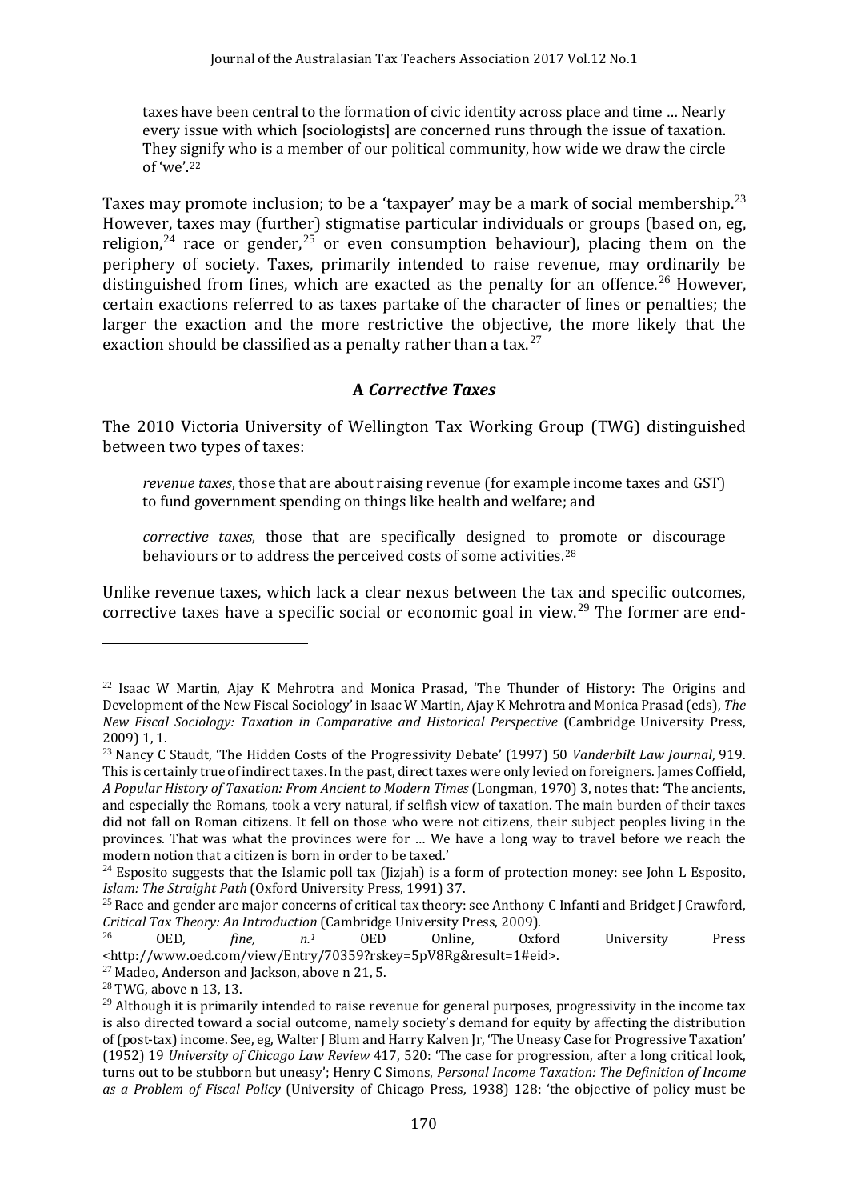> taxes have been central to the formation of civic identity across place and time … Nearly every issue with which [sociologists] are concerned runs through the issue of taxation. They signify who is a member of our political community, how wide we draw the circle of 'we'.[22]

Taxes may promote inclusion; to be a 'taxpayer' may be a mark of social membership.[23] However, taxes may (further) stigmatise particular individuals or groups (based on, eg, religion,[24] race or gender,[25] or even consumption behaviour), placing them on the periphery of society. Taxes, primarily intended to raise revenue, may ordinarily be distinguished from fines, which are exacted as the penalty for an offence.[26] However, certain exactions referred to as taxes partake of the character of fines or penalties; the larger the exaction and the more restrictive the objective, the more likely that the exaction should be classified as a penalty rather than a tax.[27]

### A *Corrective Taxes*

The 2010 Victoria University of Wellington Tax Working Group (TWG) distinguished between two types of taxes:

> *revenue taxes*, those that are about raising revenue (for example income taxes and GST) to fund government spending on things like health and welfare; and
>
> *corrective taxes*, those that are specifically designed to promote or discourage behaviours or to address the perceived costs of some activities.[28]

Unlike revenue taxes, which lack a clear nexus between the tax and specific outcomes, corrective taxes have a specific social or economic goal in view.[29] The former are end-

---

[22] Isaac W Martin, Ajay K Mehrotra and Monica Prasad, 'The Thunder of History: The Origins and Development of the New Fiscal Sociology' in Isaac W Martin, Ajay K Mehrotra and Monica Prasad (eds), *The New Fiscal Sociology: Taxation in Comparative and Historical Perspective* (Cambridge University Press, 2009) 1, 1.

[23] Nancy C Staudt, 'The Hidden Costs of the Progressivity Debate' (1997) 50 *Vanderbilt Law Journal*, 919. This is certainly true of indirect taxes. In the past, direct taxes were only levied on foreigners. James Coffield, *A Popular History of Taxation: From Ancient to Modern Times* (Longman, 1970) 3, notes that: 'The ancients, and especially the Romans, took a very natural, if selfish view of taxation. The main burden of their taxes did not fall on Roman citizens. It fell on those who were not citizens, their subject peoples living in the provinces. That was what the provinces were for … We have a long way to travel before we reach the modern notion that a citizen is born in order to be taxed.'

[24] Esposito suggests that the Islamic poll tax (Jizjah) is a form of protection money: see John L Esposito, *Islam: The Straight Path* (Oxford University Press, 1991) 37.

[25] Race and gender are major concerns of critical tax theory: see Anthony C Infanti and Bridget J Crawford, *Critical Tax Theory: An Introduction* (Cambridge University Press, 2009).

[26] OED, *fine, n.[1]* OED Online, Oxford University Press <http://www.oed.com/view/Entry/70359?rskey=5pV8Rg&result=1#eid>.

[27] Madeo, Anderson and Jackson, above n 21, 5.

[28] TWG, above n 13, 13.

[29] Although it is primarily intended to raise revenue for general purposes, progressivity in the income tax is also directed toward a social outcome, namely society's demand for equity by affecting the distribution of (post-tax) income. See, eg, Walter J Blum and Harry Kalven Jr, 'The Uneasy Case for Progressive Taxation' (1952) 19 *University of Chicago Law Review* 417, 520: 'The case for progression, after a long critical look, turns out to be stubborn but uneasy'; Henry C Simons, *Personal Income Taxation: The Definition of Income as a Problem of Fiscal Policy* (University of Chicago Press, 1938) 128: 'the objective of policy must be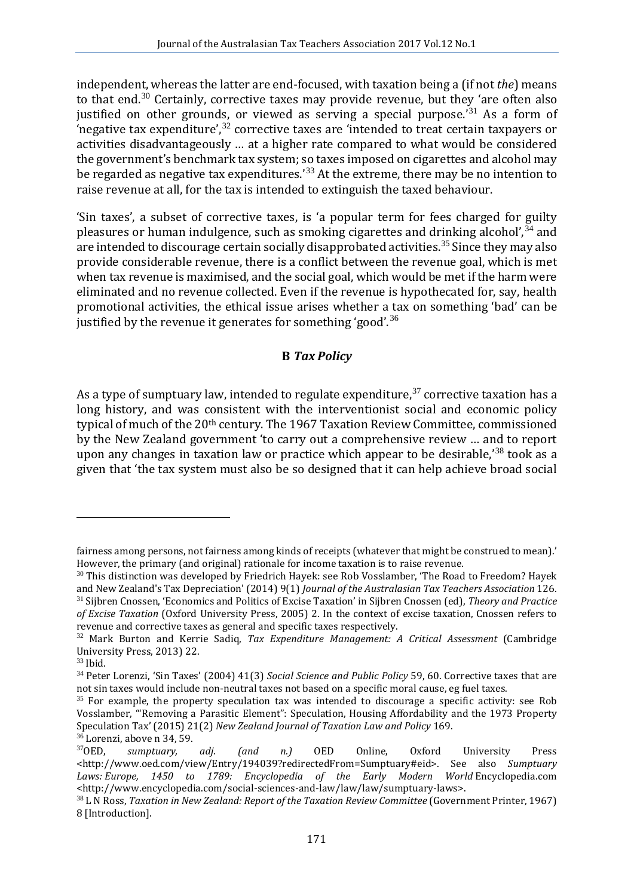independent, whereas the latter are end-focused, with taxation being a (if not *the*) means to that end.[30] Certainly, corrective taxes may provide revenue, but they 'are often also justified on other grounds, or viewed as serving a special purpose.'[31] As a form of 'negative tax expenditure',[32] corrective taxes are 'intended to treat certain taxpayers or activities disadvantageously … at a higher rate compared to what would be considered the government's benchmark tax system; so taxes imposed on cigarettes and alcohol may be regarded as negative tax expenditures.'[33] At the extreme, there may be no intention to raise revenue at all, for the tax is intended to extinguish the taxed behaviour.

'Sin taxes', a subset of corrective taxes, is 'a popular term for fees charged for guilty pleasures or human indulgence, such as smoking cigarettes and drinking alcohol',[34] and are intended to discourage certain socially disapprobated activities.[35] Since they may also provide considerable revenue, there is a conflict between the revenue goal, which is met when tax revenue is maximised, and the social goal, which would be met if the harm were eliminated and no revenue collected. Even if the revenue is hypothecated for, say, health promotional activities, the ethical issue arises whether a tax on something 'bad' can be justified by the revenue it generates for something 'good'.[36]

### B *Tax Policy*

As a type of sumptuary law, intended to regulate expenditure,[37] corrective taxation has a long history, and was consistent with the interventionist social and economic policy typical of much of the 20th century. The 1967 Taxation Review Committee, commissioned by the New Zealand government 'to carry out a comprehensive review … and to report upon any changes in taxation law or practice which appear to be desirable,'[38] took as a given that 'the tax system must also be so designed that it can help achieve broad social

---

fairness among persons, not fairness among kinds of receipts (whatever that might be construed to mean).' However, the primary (and original) rationale for income taxation is to raise revenue.

[30] This distinction was developed by Friedrich Hayek: see Rob Vosslamber, 'The Road to Freedom? Hayek and New Zealand's Tax Depreciation' (2014) 9(1) *Journal of the Australasian Tax Teachers Association* 126.

[31] Sijbren Cnossen, 'Economics and Politics of Excise Taxation' in Sijbren Cnossen (ed), *Theory and Practice of Excise Taxation* (Oxford University Press, 2005) 2. In the context of excise taxation, Cnossen refers to revenue and corrective taxes as general and specific taxes respectively.

[32] Mark Burton and Kerrie Sadiq, *Tax Expenditure Management: A Critical Assessment* (Cambridge University Press, 2013) 22.

[33] Ibid.

[34] Peter Lorenzi, 'Sin Taxes' (2004) 41(3) *Social Science and Public Policy* 59, 60. Corrective taxes that are not sin taxes would include non-neutral taxes not based on a specific moral cause, eg fuel taxes.

[35] For example, the property speculation tax was intended to discourage a specific activity: see Rob Vosslamber, '"Removing a Parasitic Element": Speculation, Housing Affordability and the 1973 Property Speculation Tax' (2015) 21(2) *New Zealand Journal of Taxation Law and Policy* 169.

[36] Lorenzi, above n 34, 59.

[37] OED, *sumptuary, adj. (and n.)* OED Online, Oxford University Press <http://www.oed.com/view/Entry/194039?redirectedFrom=Sumptuary#eid>. See also *Sumptuary Laws: Europe, 1450 to 1789: Encyclopedia of the Early Modern World* Encyclopedia.com <http://www.encyclopedia.com/social-sciences-and-law/law/law/sumptuary-laws>.

[38] L N Ross, *Taxation in New Zealand: Report of the Taxation Review Committee* (Government Printer, 1967) 8 [Introduction].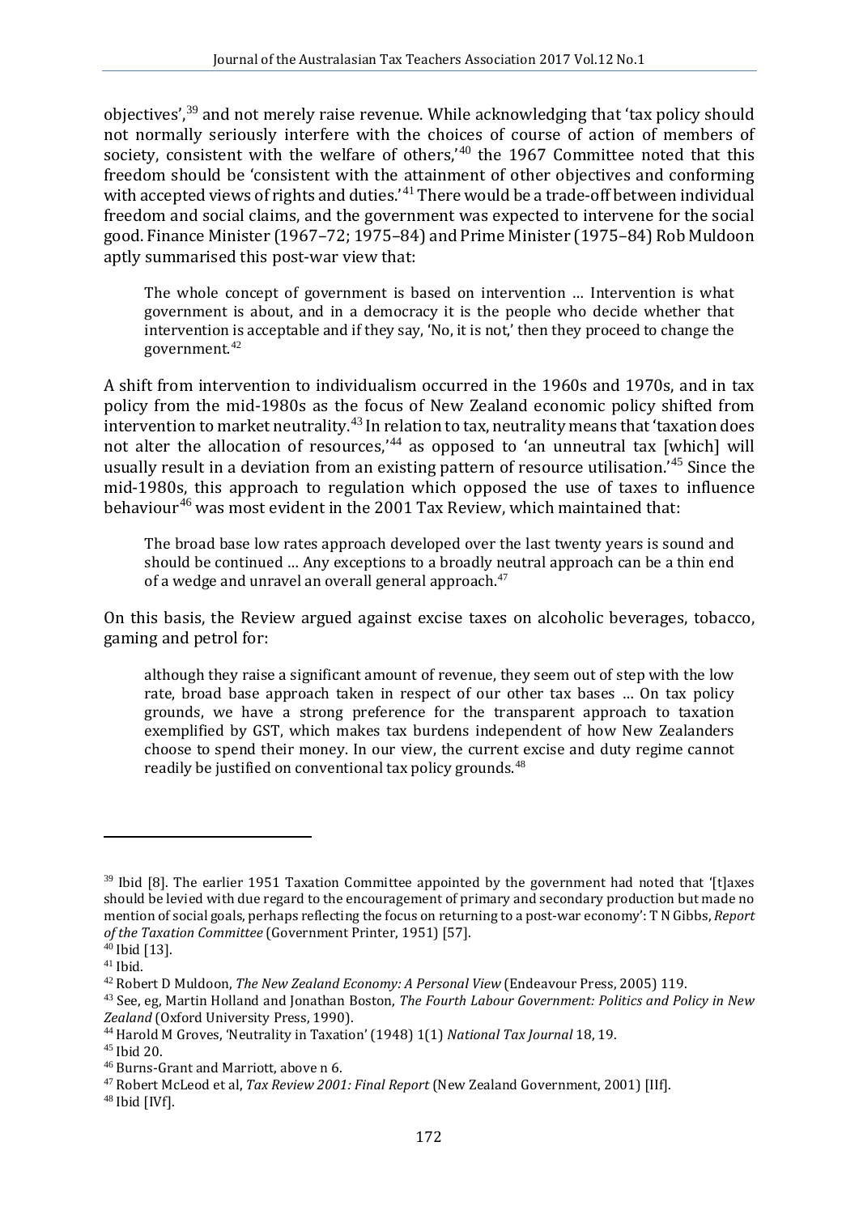objectives',[39] and not merely raise revenue. While acknowledging that 'tax policy should not normally seriously interfere with the choices of course of action of members of society, consistent with the welfare of others,'[40] the 1967 Committee noted that this freedom should be 'consistent with the attainment of other objectives and conforming with accepted views of rights and duties.'[41] There would be a trade-off between individual freedom and social claims, and the government was expected to intervene for the social good. Finance Minister (1967–72; 1975–84) and Prime Minister (1975–84) Rob Muldoon aptly summarised this post-war view that:

> The whole concept of government is based on intervention … Intervention is what government is about, and in a democracy it is the people who decide whether that intervention is acceptable and if they say, 'No, it is not,' then they proceed to change the government.[42]

A shift from intervention to individualism occurred in the 1960s and 1970s, and in tax policy from the mid-1980s as the focus of New Zealand economic policy shifted from intervention to market neutrality.[43] In relation to tax, neutrality means that 'taxation does not alter the allocation of resources,'[44] as opposed to 'an unneutral tax [which] will usually result in a deviation from an existing pattern of resource utilisation.'[45] Since the mid-1980s, this approach to regulation which opposed the use of taxes to influence behaviour[46] was most evident in the 2001 Tax Review, which maintained that:

> The broad base low rates approach developed over the last twenty years is sound and should be continued … Any exceptions to a broadly neutral approach can be a thin end of a wedge and unravel an overall general approach.[47]

On this basis, the Review argued against excise taxes on alcoholic beverages, tobacco, gaming and petrol for:

> although they raise a significant amount of revenue, they seem out of step with the low rate, broad base approach taken in respect of our other tax bases … On tax policy grounds, we have a strong preference for the transparent approach to taxation exemplified by GST, which makes tax burdens independent of how New Zealanders choose to spend their money. In our view, the current excise and duty regime cannot readily be justified on conventional tax policy grounds.[48]

---

[39] Ibid [8]. The earlier 1951 Taxation Committee appointed by the government had noted that '[t]axes should be levied with due regard to the encouragement of primary and secondary production but made no mention of social goals, perhaps reflecting the focus on returning to a post-war economy': T N Gibbs, *Report of the Taxation Committee* (Government Printer, 1951) [57].

[40] Ibid [13].

[41] Ibid.

[42] Robert D Muldoon, *The New Zealand Economy: A Personal View* (Endeavour Press, 2005) 119.

[43] See, eg, Martin Holland and Jonathan Boston, *The Fourth Labour Government: Politics and Policy in New Zealand* (Oxford University Press, 1990).

[44] Harold M Groves, 'Neutrality in Taxation' (1948) 1(1) *National Tax Journal* 18, 19.

[45] Ibid 20.

[46] Burns-Grant and Marriott, above n 6.

[47] Robert McLeod et al, *Tax Review 2001: Final Report* (New Zealand Government, 2001) [IIf].

[48] Ibid [IVf].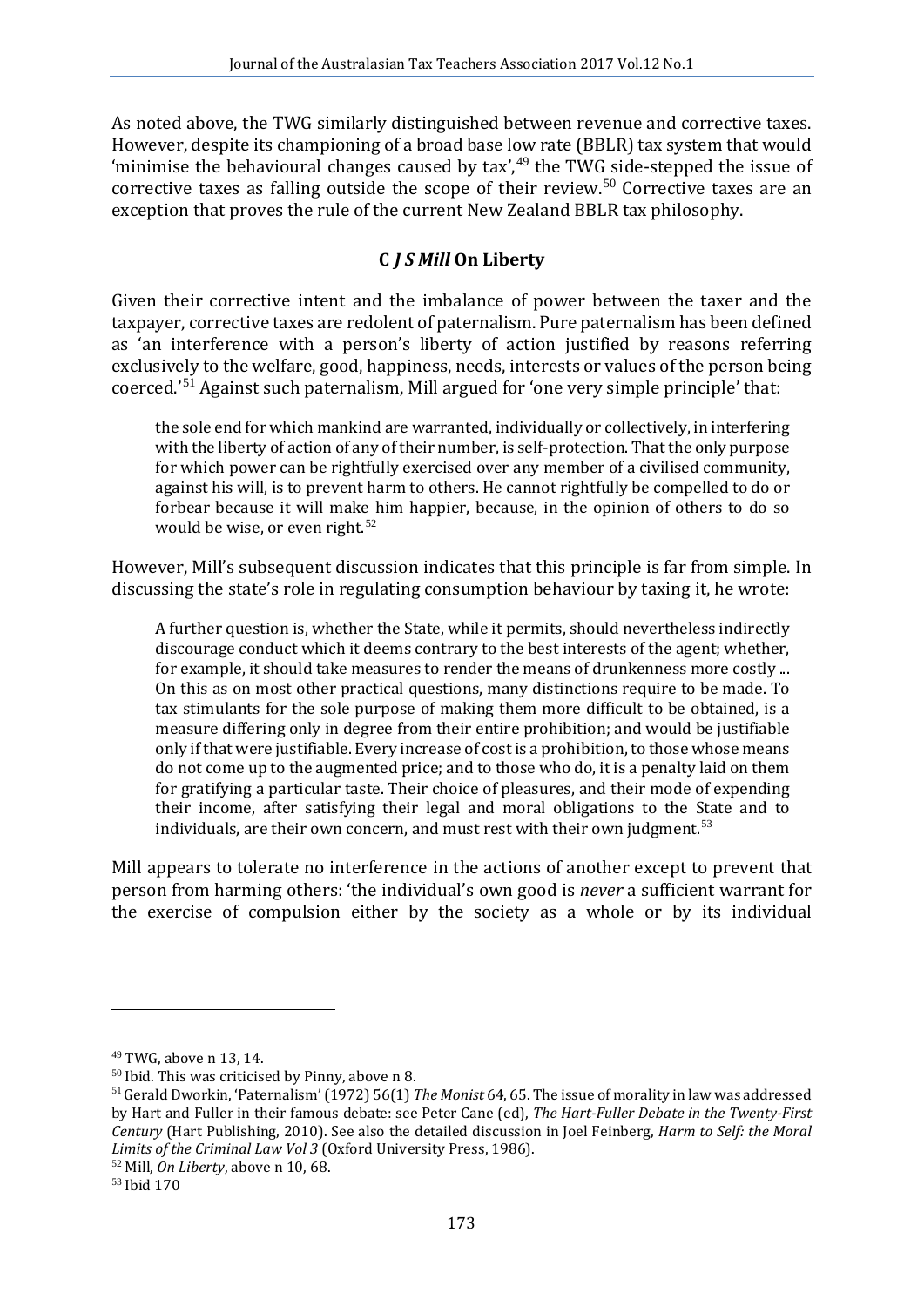As noted above, the TWG similarly distinguished between revenue and corrective taxes. However, despite its championing of a broad base low rate (BBLR) tax system that would 'minimise the behavioural changes caused by tax',[49] the TWG side-stepped the issue of corrective taxes as falling outside the scope of their review.[50] Corrective taxes are an exception that proves the rule of the current New Zealand BBLR tax philosophy.

### C *J S Mill* On Liberty

Given their corrective intent and the imbalance of power between the taxer and the taxpayer, corrective taxes are redolent of paternalism. Pure paternalism has been defined as 'an interference with a person's liberty of action justified by reasons referring exclusively to the welfare, good, happiness, needs, interests or values of the person being coerced.'[51] Against such paternalism, Mill argued for 'one very simple principle' that:

> the sole end for which mankind are warranted, individually or collectively, in interfering with the liberty of action of any of their number, is self-protection. That the only purpose for which power can be rightfully exercised over any member of a civilised community, against his will, is to prevent harm to others. He cannot rightfully be compelled to do or forbear because it will make him happier, because, in the opinion of others to do so would be wise, or even right.[52]

However, Mill's subsequent discussion indicates that this principle is far from simple. In discussing the state's role in regulating consumption behaviour by taxing it, he wrote:

> A further question is, whether the State, while it permits, should nevertheless indirectly discourage conduct which it deems contrary to the best interests of the agent; whether, for example, it should take measures to render the means of drunkenness more costly ... On this as on most other practical questions, many distinctions require to be made. To tax stimulants for the sole purpose of making them more difficult to be obtained, is a measure differing only in degree from their entire prohibition; and would be justifiable only if that were justifiable. Every increase of cost is a prohibition, to those whose means do not come up to the augmented price; and to those who do, it is a penalty laid on them for gratifying a particular taste. Their choice of pleasures, and their mode of expending their income, after satisfying their legal and moral obligations to the State and to individuals, are their own concern, and must rest with their own judgment.[53]

Mill appears to tolerate no interference in the actions of another except to prevent that person from harming others: 'the individual's own good is *never* a sufficient warrant for the exercise of compulsion either by the society as a whole or by its individual

---

[49] TWG, above n 13, 14.

[50] Ibid. This was criticised by Pinny, above n 8.

[51] Gerald Dworkin, 'Paternalism' (1972) 56(1) *The Monist* 64, 65. The issue of morality in law was addressed by Hart and Fuller in their famous debate: see Peter Cane (ed), *The Hart-Fuller Debate in the Twenty-First Century* (Hart Publishing, 2010). See also the detailed discussion in Joel Feinberg, *Harm to Self: the Moral Limits of the Criminal Law Vol 3* (Oxford University Press, 1986).

[52] Mill, *On Liberty*, above n 10, 68.

[53] Ibid 170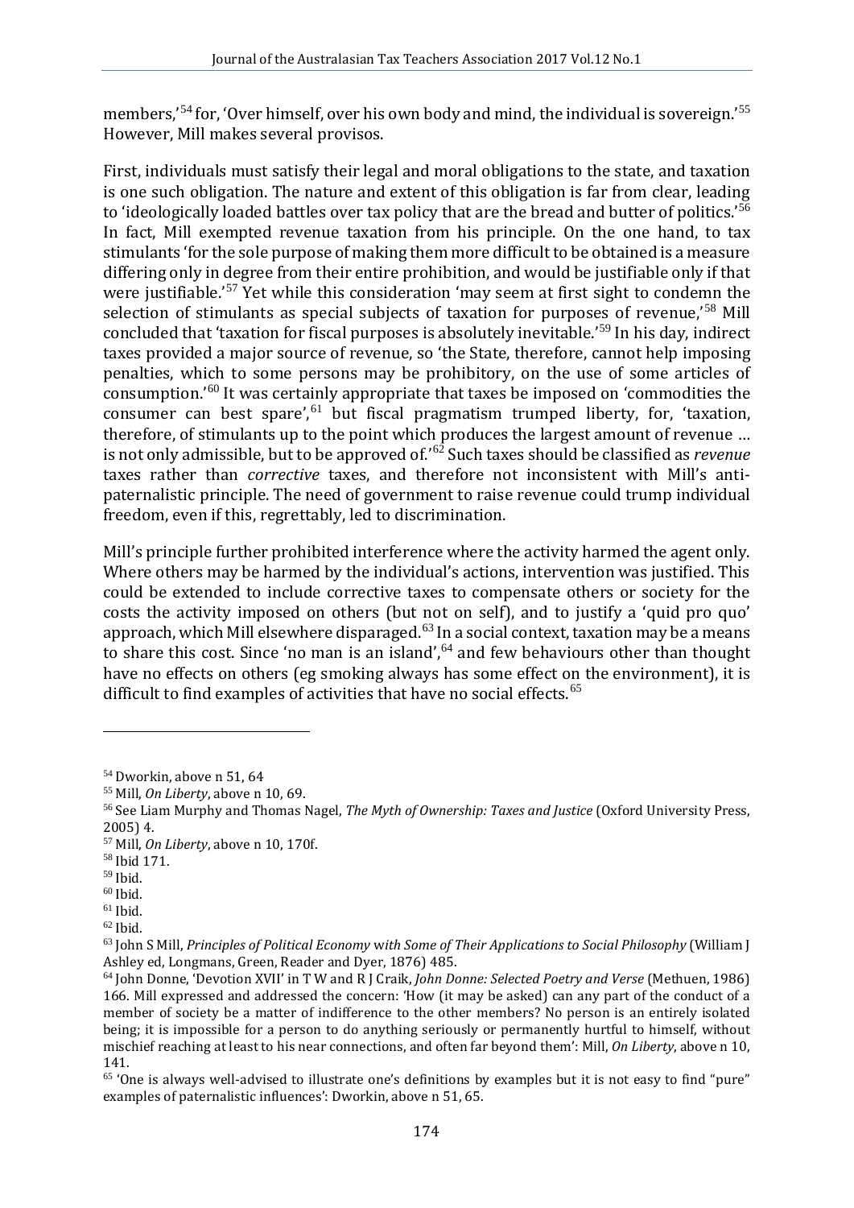members,'[54] for, 'Over himself, over his own body and mind, the individual is sovereign.'[55] However, Mill makes several provisos.

First, individuals must satisfy their legal and moral obligations to the state, and taxation is one such obligation. The nature and extent of this obligation is far from clear, leading to 'ideologically loaded battles over tax policy that are the bread and butter of politics.'[56] In fact, Mill exempted revenue taxation from his principle. On the one hand, to tax stimulants 'for the sole purpose of making them more difficult to be obtained is a measure differing only in degree from their entire prohibition, and would be justifiable only if that were justifiable.'[57] Yet while this consideration 'may seem at first sight to condemn the selection of stimulants as special subjects of taxation for purposes of revenue,'[58] Mill concluded that 'taxation for fiscal purposes is absolutely inevitable.'[59] In his day, indirect taxes provided a major source of revenue, so 'the State, therefore, cannot help imposing penalties, which to some persons may be prohibitory, on the use of some articles of consumption.'[60] It was certainly appropriate that taxes be imposed on 'commodities the consumer can best spare',[61] but fiscal pragmatism trumped liberty, for, 'taxation, therefore, of stimulants up to the point which produces the largest amount of revenue … is not only admissible, but to be approved of.'[62] Such taxes should be classified as *revenue* taxes rather than *corrective* taxes, and therefore not inconsistent with Mill's anti-paternalistic principle. The need of government to raise revenue could trump individual freedom, even if this, regrettably, led to discrimination.

Mill's principle further prohibited interference where the activity harmed the agent only. Where others may be harmed by the individual's actions, intervention was justified. This could be extended to include corrective taxes to compensate others or society for the costs the activity imposed on others (but not on self), and to justify a 'quid pro quo' approach, which Mill elsewhere disparaged.[63] In a social context, taxation may be a means to share this cost. Since 'no man is an island',[64] and few behaviours other than thought have no effects on others (eg smoking always has some effect on the environment), it is difficult to find examples of activities that have no social effects.[65]

---

[54] Dworkin, above n 51, 64

[55] Mill, *On Liberty*, above n 10, 69.

[56] See Liam Murphy and Thomas Nagel, *The Myth of Ownership: Taxes and Justice* (Oxford University Press, 2005) 4.

[57] Mill, *On Liberty*, above n 10, 170f.

[58] Ibid 171.

[59] Ibid.

[60] Ibid.

[61] Ibid.

[62] Ibid.

[63] John S Mill, *Principles of Political Economy with Some of Their Applications to Social Philosophy* (William J Ashley ed, Longmans, Green, Reader and Dyer, 1876) 485.

[64] John Donne, 'Devotion XVII' in T W and R J Craik, *John Donne: Selected Poetry and Verse* (Methuen, 1986) 166. Mill expressed and addressed the concern: 'How (it may be asked) can any part of the conduct of a member of society be a matter of indifference to the other members? No person is an entirely isolated being; it is impossible for a person to do anything seriously or permanently hurtful to himself, without mischief reaching at least to his near connections, and often far beyond them': Mill, *On Liberty*, above n 10, 141.

[65] 'One is always well-advised to illustrate one's definitions by examples but it is not easy to find "pure" examples of paternalistic influences': Dworkin, above n 51, 65.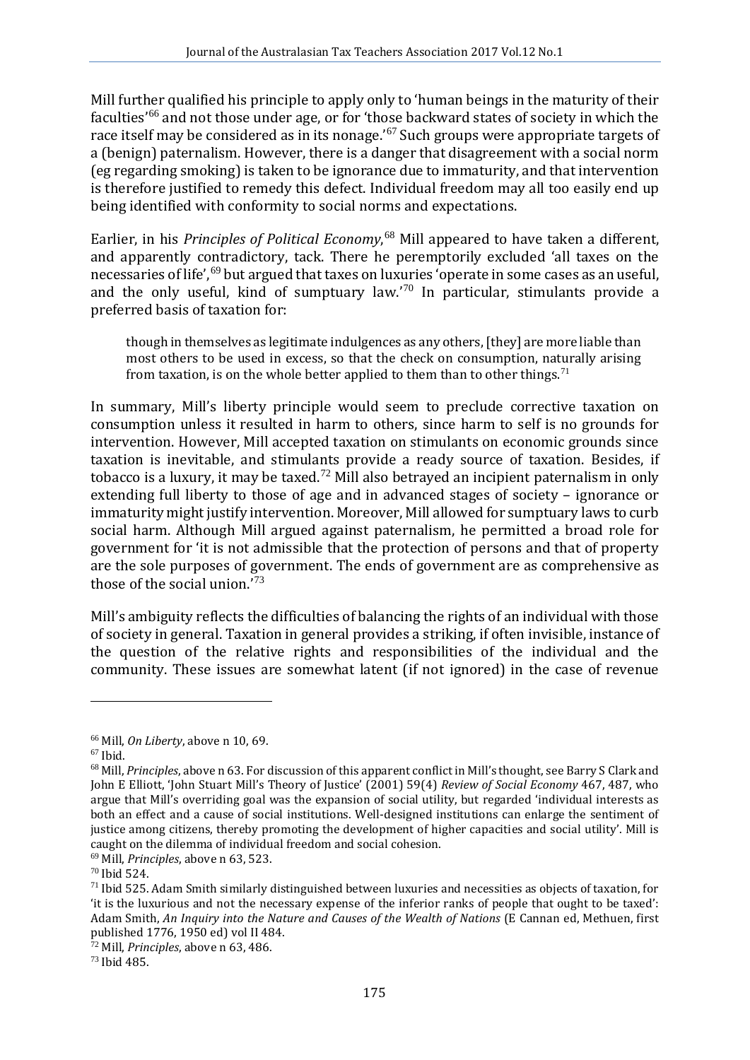Mill further qualified his principle to apply only to 'human beings in the maturity of their faculties'[66] and not those under age, or for 'those backward states of society in which the race itself may be considered as in its nonage.'[67] Such groups were appropriate targets of a (benign) paternalism. However, there is a danger that disagreement with a social norm (eg regarding smoking) is taken to be ignorance due to immaturity, and that intervention is therefore justified to remedy this defect. Individual freedom may all too easily end up being identified with conformity to social norms and expectations.

Earlier, in his *Principles of Political Economy*,[68] Mill appeared to have taken a different, and apparently contradictory, tack. There he peremptorily excluded 'all taxes on the necessaries of life',[69] but argued that taxes on luxuries 'operate in some cases as an useful, and the only useful, kind of sumptuary law.'[70] In particular, stimulants provide a preferred basis of taxation for:

> though in themselves as legitimate indulgences as any others, [they] are more liable than most others to be used in excess, so that the check on consumption, naturally arising from taxation, is on the whole better applied to them than to other things.[71]

In summary, Mill's liberty principle would seem to preclude corrective taxation on consumption unless it resulted in harm to others, since harm to self is no grounds for intervention. However, Mill accepted taxation on stimulants on economic grounds since taxation is inevitable, and stimulants provide a ready source of taxation. Besides, if tobacco is a luxury, it may be taxed.[72] Mill also betrayed an incipient paternalism in only extending full liberty to those of age and in advanced stages of society – ignorance or immaturity might justify intervention. Moreover, Mill allowed for sumptuary laws to curb social harm. Although Mill argued against paternalism, he permitted a broad role for government for 'it is not admissible that the protection of persons and that of property are the sole purposes of government. The ends of government are as comprehensive as those of the social union.'[73]

Mill's ambiguity reflects the difficulties of balancing the rights of an individual with those of society in general. Taxation in general provides a striking, if often invisible, instance of the question of the relative rights and responsibilities of the individual and the community. These issues are somewhat latent (if not ignored) in the case of revenue

---

[66] Mill, *On Liberty*, above n 10, 69.

[67] Ibid.

[68] Mill, *Principles*, above n 63. For discussion of this apparent conflict in Mill's thought, see Barry S Clark and John E Elliott, 'John Stuart Mill's Theory of Justice' (2001) 59(4) *Review of Social Economy* 467, 487, who argue that Mill's overriding goal was the expansion of social utility, but regarded 'individual interests as both an effect and a cause of social institutions. Well-designed institutions can enlarge the sentiment of justice among citizens, thereby promoting the development of higher capacities and social utility'. Mill is caught on the dilemma of individual freedom and social cohesion.

[69] Mill, *Principles*, above n 63, 523.

[70] Ibid 524.

[71] Ibid 525. Adam Smith similarly distinguished between luxuries and necessities as objects of taxation, for 'it is the luxurious and not the necessary expense of the inferior ranks of people that ought to be taxed': Adam Smith, *An Inquiry into the Nature and Causes of the Wealth of Nations* (E Cannan ed, Methuen, first published 1776, 1950 ed) vol II 484.

[72] Mill, *Principles*, above n 63, 486.

[73] Ibid 485.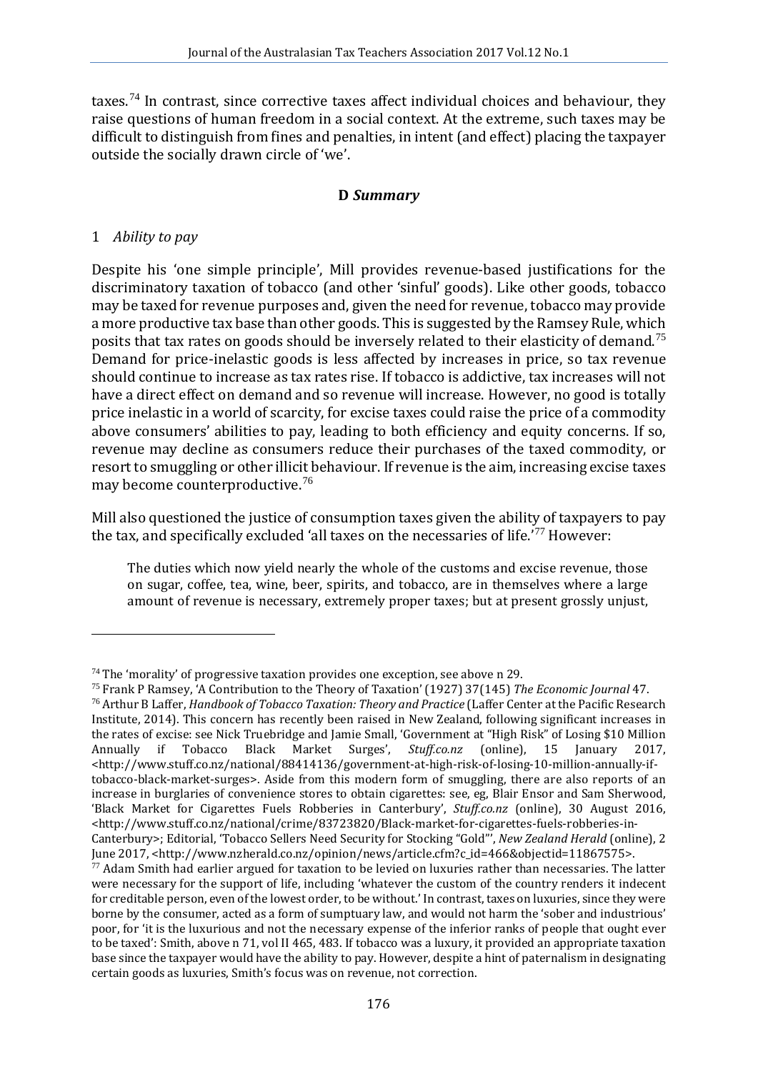taxes.[74] In contrast, since corrective taxes affect individual choices and behaviour, they raise questions of human freedom in a social context. At the extreme, such taxes may be difficult to distinguish from fines and penalties, in intent (and effect) placing the taxpayer outside the socially drawn circle of 'we'.

### D *Summary*

#### 1 *Ability to pay*

Despite his 'one simple principle', Mill provides revenue-based justifications for the discriminatory taxation of tobacco (and other 'sinful' goods). Like other goods, tobacco may be taxed for revenue purposes and, given the need for revenue, tobacco may provide a more productive tax base than other goods. This is suggested by the Ramsey Rule, which posits that tax rates on goods should be inversely related to their elasticity of demand.[75] Demand for price-inelastic goods is less affected by increases in price, so tax revenue should continue to increase as tax rates rise. If tobacco is addictive, tax increases will not have a direct effect on demand and so revenue will increase. However, no good is totally price inelastic in a world of scarcity, for excise taxes could raise the price of a commodity above consumers' abilities to pay, leading to both efficiency and equity concerns. If so, revenue may decline as consumers reduce their purchases of the taxed commodity, or resort to smuggling or other illicit behaviour. If revenue is the aim, increasing excise taxes may become counterproductive.[76]

Mill also questioned the justice of consumption taxes given the ability of taxpayers to pay the tax, and specifically excluded 'all taxes on the necessaries of life.'[77] However:

> The duties which now yield nearly the whole of the customs and excise revenue, those on sugar, coffee, tea, wine, beer, spirits, and tobacco, are in themselves where a large amount of revenue is necessary, extremely proper taxes; but at present grossly unjust,

---

[74] The 'morality' of progressive taxation provides one exception, see above n 29.

[75] Frank P Ramsey, 'A Contribution to the Theory of Taxation' (1927) 37(145) *The Economic Journal* 47.

[76] Arthur B Laffer, *Handbook of Tobacco Taxation: Theory and Practice* (Laffer Center at the Pacific Research Institute, 2014). This concern has recently been raised in New Zealand, following significant increases in the rates of excise: see Nick Truebridge and Jamie Small, 'Government at "High Risk" of Losing $10 Million Annually if Tobacco Black Market Surges', *Stuff.co.nz* (online), 15 January 2017, <http://www.stuff.co.nz/national/88414136/government-at-high-risk-of-losing-10-million-annually-if-tobacco-black-market-surges>. Aside from this modern form of smuggling, there are also reports of an increase in burglaries of convenience stores to obtain cigarettes: see, eg, Blair Ensor and Sam Sherwood, 'Black Market for Cigarettes Fuels Robberies in Canterbury', *Stuff.co.nz* (online), 30 August 2016, <http://www.stuff.co.nz/national/crime/83723820/Black-market-for-cigarettes-fuels-robberies-in-Canterbury>; Editorial, 'Tobacco Sellers Need Security for Stocking "Gold"', *New Zealand Herald* (online), 2 June 2017, <http://www.nzherald.co.nz/opinion/news/article.cfm?c_id=466&objectid=11867575>.

[77] Adam Smith had earlier argued for taxation to be levied on luxuries rather than necessaries. The latter were necessary for the support of life, including 'whatever the custom of the country renders it indecent for creditable person, even of the lowest order, to be without.' In contrast, taxes on luxuries, since they were borne by the consumer, acted as a form of sumptuary law, and would not harm the 'sober and industrious' poor, for 'it is the luxurious and not the necessary expense of the inferior ranks of people that ought ever to be taxed': Smith, above n 71, vol II 465, 483. If tobacco was a luxury, it provided an appropriate taxation base since the taxpayer would have the ability to pay. However, despite a hint of paternalism in designating certain goods as luxuries, Smith's focus was on revenue, not correction.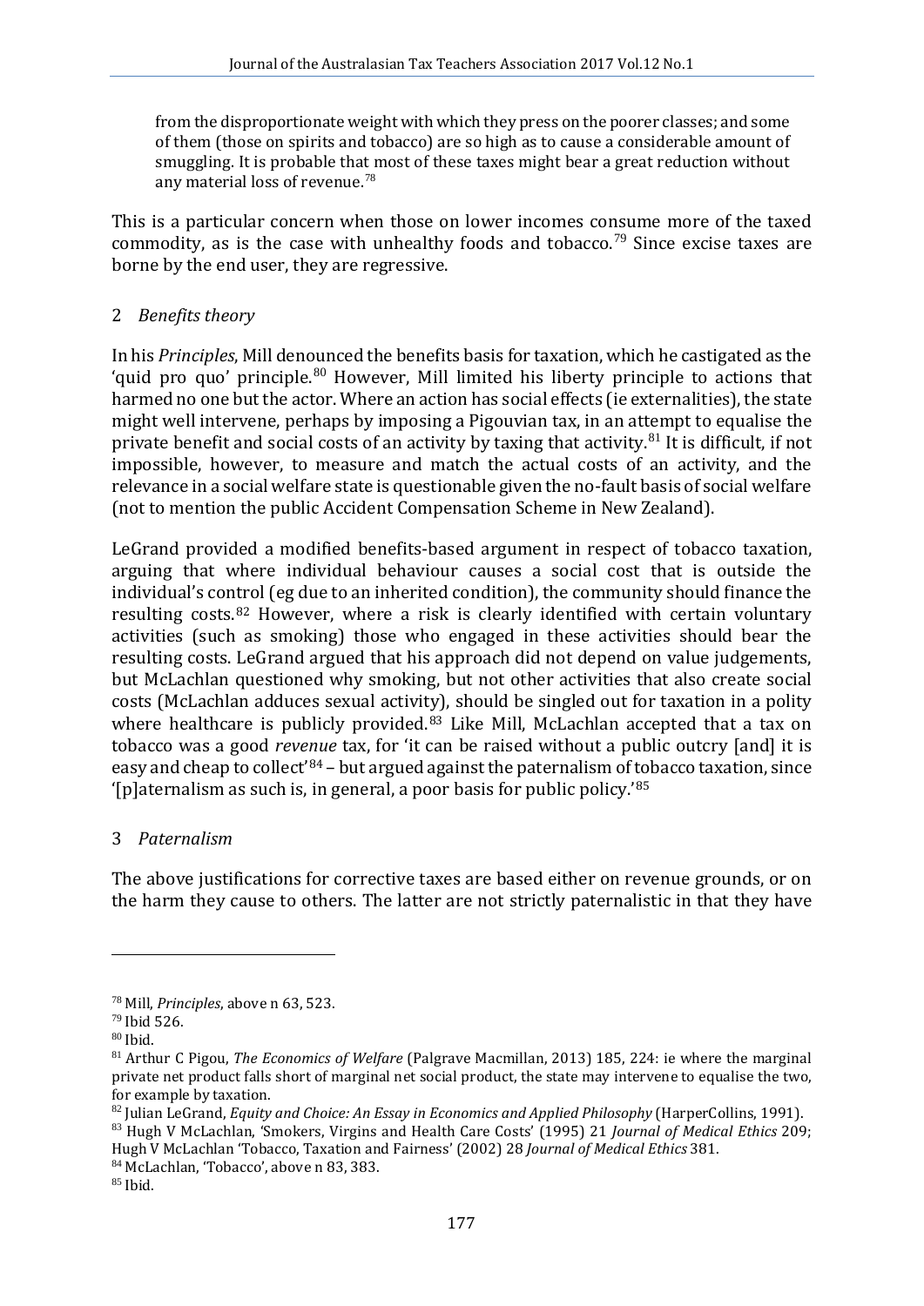> from the disproportionate weight with which they press on the poorer classes; and some of them (those on spirits and tobacco) are so high as to cause a considerable amount of smuggling. It is probable that most of these taxes might bear a great reduction without any material loss of revenue.[78]

This is a particular concern when those on lower incomes consume more of the taxed commodity, as is the case with unhealthy foods and tobacco.[79] Since excise taxes are borne by the end user, they are regressive.

### 2 *Benefits theory*

In his *Principles*, Mill denounced the benefits basis for taxation, which he castigated as the 'quid pro quo' principle.[80] However, Mill limited his liberty principle to actions that harmed no one but the actor. Where an action has social effects (ie externalities), the state might well intervene, perhaps by imposing a Pigouvian tax, in an attempt to equalise the private benefit and social costs of an activity by taxing that activity.[81] It is difficult, if not impossible, however, to measure and match the actual costs of an activity, and the relevance in a social welfare state is questionable given the no-fault basis of social welfare (not to mention the public Accident Compensation Scheme in New Zealand).

LeGrand provided a modified benefits-based argument in respect of tobacco taxation, arguing that where individual behaviour causes a social cost that is outside the individual's control (eg due to an inherited condition), the community should finance the resulting costs.[82] However, where a risk is clearly identified with certain voluntary activities (such as smoking) those who engaged in these activities should bear the resulting costs. LeGrand argued that his approach did not depend on value judgements, but McLachlan questioned why smoking, but not other activities that also create social costs (McLachlan adduces sexual activity), should be singled out for taxation in a polity where healthcare is publicly provided.[83] Like Mill, McLachlan accepted that a tax on tobacco was a good *revenue* tax, for 'it can be raised without a public outcry [and] it is easy and cheap to collect'[84] – but argued against the paternalism of tobacco taxation, since '[p]aternalism as such is, in general, a poor basis for public policy.'[85]

### 3 *Paternalism*

The above justifications for corrective taxes are based either on revenue grounds, or on the harm they cause to others. The latter are not strictly paternalistic in that they have

---

[78] Mill, *Principles*, above n 63, 523.

[79] Ibid 526.

[80] Ibid.

[81] Arthur C Pigou, *The Economics of Welfare* (Palgrave Macmillan, 2013) 185, 224: ie where the marginal private net product falls short of marginal net social product, the state may intervene to equalise the two, for example by taxation.

[82] Julian LeGrand, *Equity and Choice: An Essay in Economics and Applied Philosophy* (HarperCollins, 1991).

[83] Hugh V McLachlan, 'Smokers, Virgins and Health Care Costs' (1995) 21 *Journal of Medical Ethics* 209; Hugh V McLachlan 'Tobacco, Taxation and Fairness' (2002) 28 *Journal of Medical Ethics* 381.

[84] McLachlan, 'Tobacco', above n 83, 383.

[85] Ibid.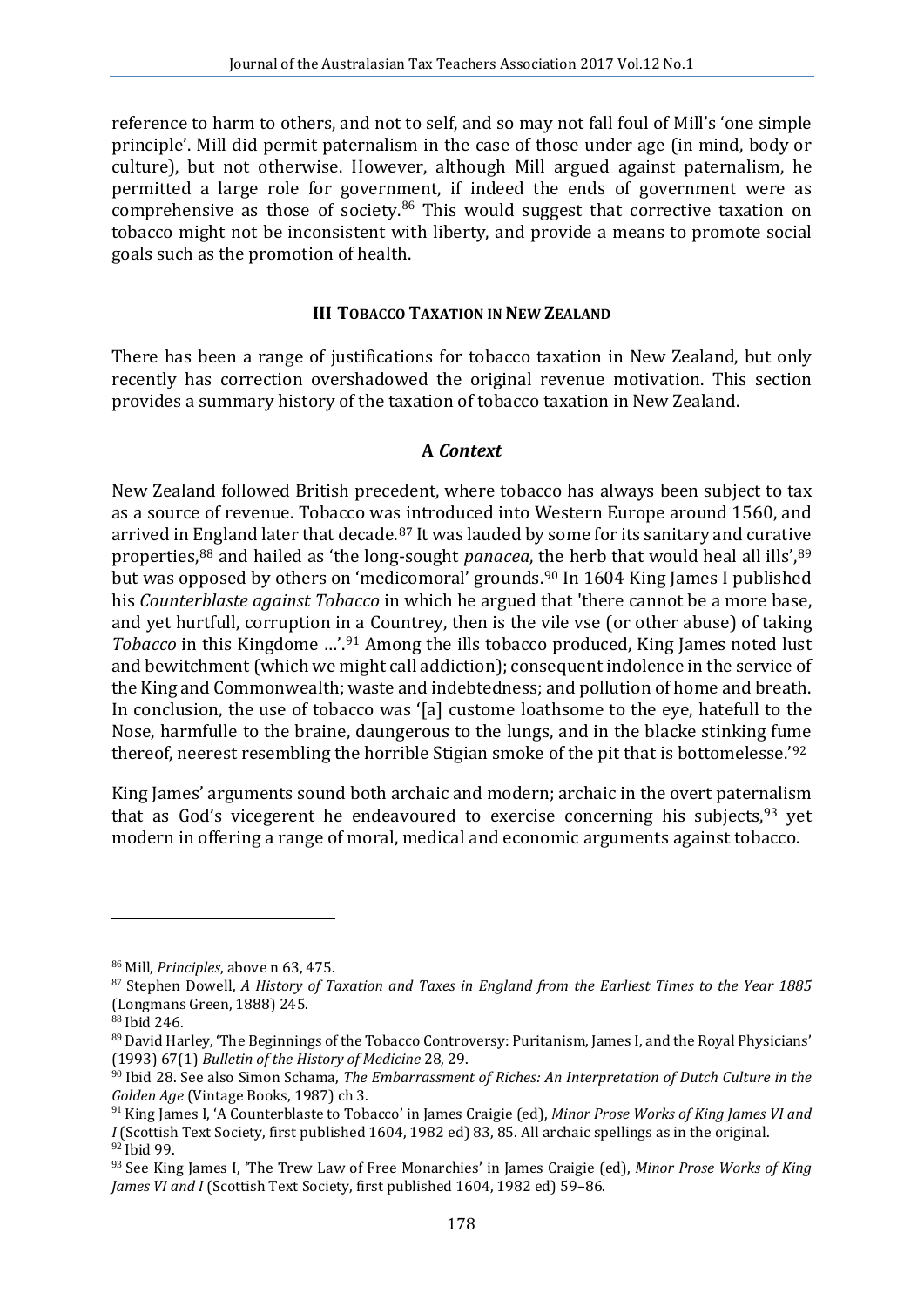reference to harm to others, and not to self, and so may not fall foul of Mill's 'one simple principle'. Mill did permit paternalism in the case of those under age (in mind, body or culture), but not otherwise. However, although Mill argued against paternalism, he permitted a large role for government, if indeed the ends of government were as comprehensive as those of society.[86] This would suggest that corrective taxation on tobacco might not be inconsistent with liberty, and provide a means to promote social goals such as the promotion of health.

## III Tobacco Taxation in New Zealand

There has been a range of justifications for tobacco taxation in New Zealand, but only recently has correction overshadowed the original revenue motivation. This section provides a summary history of the taxation of tobacco taxation in New Zealand.

### A *Context*

New Zealand followed British precedent, where tobacco has always been subject to tax as a source of revenue. Tobacco was introduced into Western Europe around 1560, and arrived in England later that decade.[87] It was lauded by some for its sanitary and curative properties,[88] and hailed as 'the long-sought *panacea*, the herb that would heal all ills',[89] but was opposed by others on 'medicomoral' grounds.[90] In 1604 King James I published his *Counterblaste against Tobacco* in which he argued that 'there cannot be a more base, and yet hurtfull, corruption in a Countrey, then is the vile vse (or other abuse) of taking *Tobacco* in this Kingdome …'.[91] Among the ills tobacco produced, King James noted lust and bewitchment (which we might call addiction); consequent indolence in the service of the King and Commonwealth; waste and indebtedness; and pollution of home and breath. In conclusion, the use of tobacco was '[a] custome loathsome to the eye, hatefull to the Nose, harmfulle to the braine, daungerous to the lungs, and in the blacke stinking fume thereof, neerest resembling the horrible Stigian smoke of the pit that is bottomelesse.'[92]

King James' arguments sound both archaic and modern; archaic in the overt paternalism that as God's vicegerent he endeavoured to exercise concerning his subjects,[93] yet modern in offering a range of moral, medical and economic arguments against tobacco.

---

[86] Mill, *Principles*, above n 63, 475.

[87] Stephen Dowell, *A History of Taxation and Taxes in England from the Earliest Times to the Year 1885* (Longmans Green, 1888) 245.

[88] Ibid 246.

[89] David Harley, 'The Beginnings of the Tobacco Controversy: Puritanism, James I, and the Royal Physicians' (1993) 67(1) *Bulletin of the History of Medicine* 28, 29.

[90] Ibid 28. See also Simon Schama, *The Embarrassment of Riches: An Interpretation of Dutch Culture in the Golden Age* (Vintage Books, 1987) ch 3.

[91] King James I, 'A Counterblaste to Tobacco' in James Craigie (ed), *Minor Prose Works of King James VI and I* (Scottish Text Society, first published 1604, 1982 ed) 83, 85. All archaic spellings as in the original.

[92] Ibid 99.

[93] See King James I, 'The Trew Law of Free Monarchies' in James Craigie (ed), *Minor Prose Works of King James VI and I* (Scottish Text Society, first published 1604, 1982 ed) 59–86.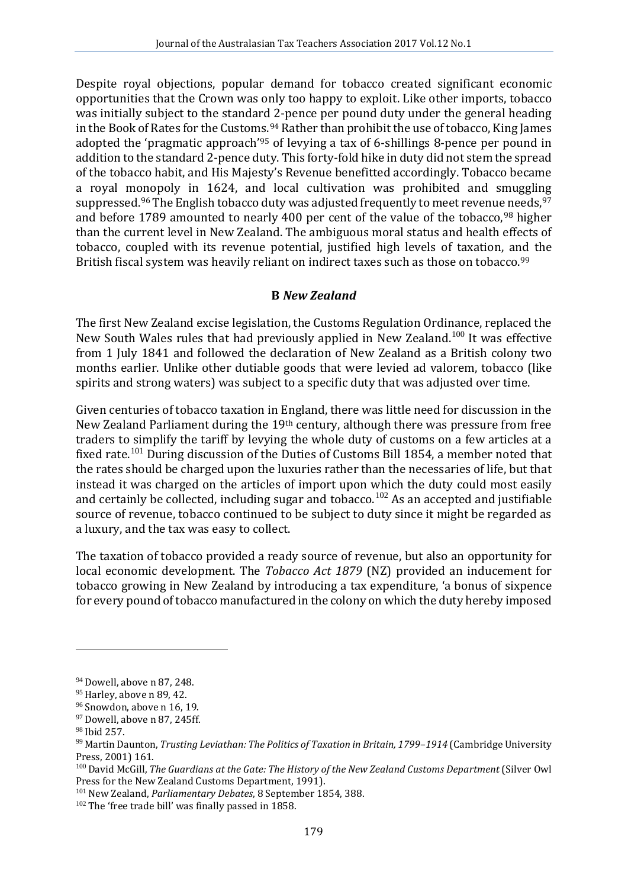Despite royal objections, popular demand for tobacco created significant economic opportunities that the Crown was only too happy to exploit. Like other imports, tobacco was initially subject to the standard 2-pence per pound duty under the general heading in the Book of Rates for the Customs.[94] Rather than prohibit the use of tobacco, King James adopted the 'pragmatic approach'[95] of levying a tax of 6-shillings 8-pence per pound in addition to the standard 2-pence duty. This forty-fold hike in duty did not stem the spread of the tobacco habit, and His Majesty's Revenue benefitted accordingly. Tobacco became a royal monopoly in 1624, and local cultivation was prohibited and smuggling suppressed.[96] The English tobacco duty was adjusted frequently to meet revenue needs,[97] and before 1789 amounted to nearly 400 per cent of the value of the tobacco,[98] higher than the current level in New Zealand. The ambiguous moral status and health effects of tobacco, coupled with its revenue potential, justified high levels of taxation, and the British fiscal system was heavily reliant on indirect taxes such as those on tobacco.[99]

### B *New Zealand*

The first New Zealand excise legislation, the Customs Regulation Ordinance, replaced the New South Wales rules that had previously applied in New Zealand.[100] It was effective from 1 July 1841 and followed the declaration of New Zealand as a British colony two months earlier. Unlike other dutiable goods that were levied ad valorem, tobacco (like spirits and strong waters) was subject to a specific duty that was adjusted over time.

Given centuries of tobacco taxation in England, there was little need for discussion in the New Zealand Parliament during the 19th century, although there was pressure from free traders to simplify the tariff by levying the whole duty of customs on a few articles at a fixed rate.[101] During discussion of the Duties of Customs Bill 1854, a member noted that the rates should be charged upon the luxuries rather than the necessaries of life, but that instead it was charged on the articles of import upon which the duty could most easily and certainly be collected, including sugar and tobacco.[102] As an accepted and justifiable source of revenue, tobacco continued to be subject to duty since it might be regarded as a luxury, and the tax was easy to collect.

The taxation of tobacco provided a ready source of revenue, but also an opportunity for local economic development. The *Tobacco Act 1879* (NZ) provided an inducement for tobacco growing in New Zealand by introducing a tax expenditure, 'a bonus of sixpence for every pound of tobacco manufactured in the colony on which the duty hereby imposed

---

[94] Dowell, above n 87, 248.

[95] Harley, above n 89, 42.

[96] Snowdon, above n 16, 19.

[97] Dowell, above n 87, 245ff.

[98] Ibid 257.

[99] Martin Daunton, *Trusting Leviathan: The Politics of Taxation in Britain, 1799–1914* (Cambridge University Press, 2001) 161.

[100] David McGill, *The Guardians at the Gate: The History of the New Zealand Customs Department* (Silver Owl Press for the New Zealand Customs Department, 1991).

[101] New Zealand, *Parliamentary Debates*, 8 September 1854, 388.

[102] The 'free trade bill' was finally passed in 1858.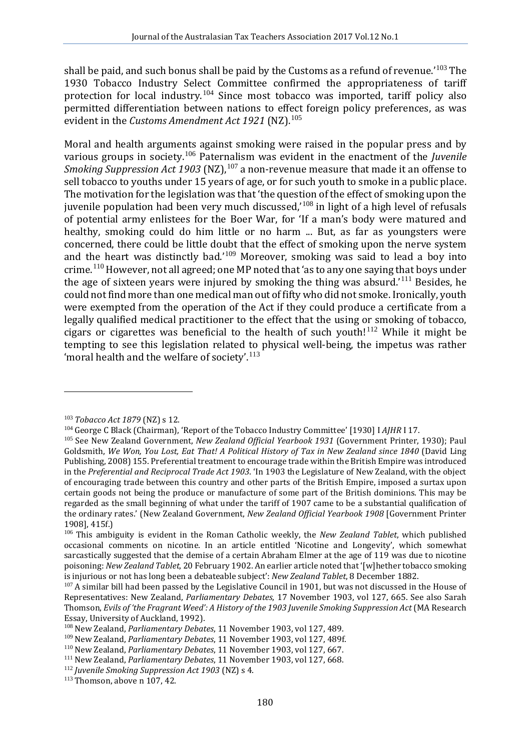shall be paid, and such bonus shall be paid by the Customs as a refund of revenue.'[103] The 1930 Tobacco Industry Select Committee confirmed the appropriateness of tariff protection for local industry.[104] Since most tobacco was imported, tariff policy also permitted differentiation between nations to effect foreign policy preferences, as was evident in the *Customs Amendment Act 1921* (NZ).[105]

Moral and health arguments against smoking were raised in the popular press and by various groups in society.[106] Paternalism was evident in the enactment of the *Juvenile Smoking Suppression Act 1903* (NZ),[107] a non-revenue measure that made it an offense to sell tobacco to youths under 15 years of age, or for such youth to smoke in a public place. The motivation for the legislation was that 'the question of the effect of smoking upon the juvenile population had been very much discussed,'[108] in light of a high level of refusals of potential army enlistees for the Boer War, for 'If a man's body were matured and healthy, smoking could do him little or no harm ... But, as far as youngsters were concerned, there could be little doubt that the effect of smoking upon the nerve system and the heart was distinctly bad.'[109] Moreover, smoking was said to lead a boy into crime.[110] However, not all agreed; one MP noted that 'as to any one saying that boys under the age of sixteen years were injured by smoking the thing was absurd.'[111] Besides, he could not find more than one medical man out of fifty who did not smoke. Ironically, youth were exempted from the operation of the Act if they could produce a certificate from a legally qualified medical practitioner to the effect that the using or smoking of tobacco, cigars or cigarettes was beneficial to the health of such youth![112] While it might be tempting to see this legislation related to physical well-being, the impetus was rather 'moral health and the welfare of society'.[113]

---

[103] *Tobacco Act 1879* (NZ) s 12.

[104] George C Black (Chairman), 'Report of the Tobacco Industry Committee' [1930] I *AJHR* I 17.

[105] See New Zealand Government, *New Zealand Official Yearbook 1931* (Government Printer, 1930); Paul Goldsmith, *We Won, You Lost, Eat That! A Political History of Tax in New Zealand since 1840* (David Ling Publishing, 2008) 155. Preferential treatment to encourage trade within the British Empire was introduced in the *Preferential and Reciprocal Trade Act 1903*. 'In 1903 the Legislature of New Zealand, with the object of encouraging trade between this country and other parts of the British Empire, imposed a surtax upon certain goods not being the produce or manufacture of some part of the British dominions. This may be regarded as the small beginning of what under the tariff of 1907 came to be a substantial qualification of the ordinary rates.' (New Zealand Government, *New Zealand Official Yearbook 1908* [Government Printer 1908], 415f.)

[106] This ambiguity is evident in the Roman Catholic weekly, the *New Zealand Tablet*, which published occasional comments on nicotine. In an article entitled 'Nicotine and Longevity', which somewhat sarcastically suggested that the demise of a certain Abraham Elmer at the age of 119 was due to nicotine poisoning: *New Zealand Tablet*, 20 February 1902. An earlier article noted that '[w]hether tobacco smoking is injurious or not has long been a debateable subject': *New Zealand Tablet*, 8 December 1882.

[107] A similar bill had been passed by the Legislative Council in 1901, but was not discussed in the House of Representatives: New Zealand, *Parliamentary Debates*, 17 November 1903, vol 127, 665. See also Sarah Thomson, *Evils of 'the Fragrant Weed': A History of the 1903 Juvenile Smoking Suppression Act* (MA Research Essay, University of Auckland, 1992).

[108] New Zealand, *Parliamentary Debates*, 11 November 1903, vol 127, 489.

[109] New Zealand, *Parliamentary Debates*, 11 November 1903, vol 127, 489f.

[110] New Zealand, *Parliamentary Debates*, 11 November 1903, vol 127, 667.

[111] New Zealand, *Parliamentary Debates*, 11 November 1903, vol 127, 668.

[112] *Juvenile Smoking Suppression Act 1903* (NZ) s 4.

[113] Thomson, above n 107, 42.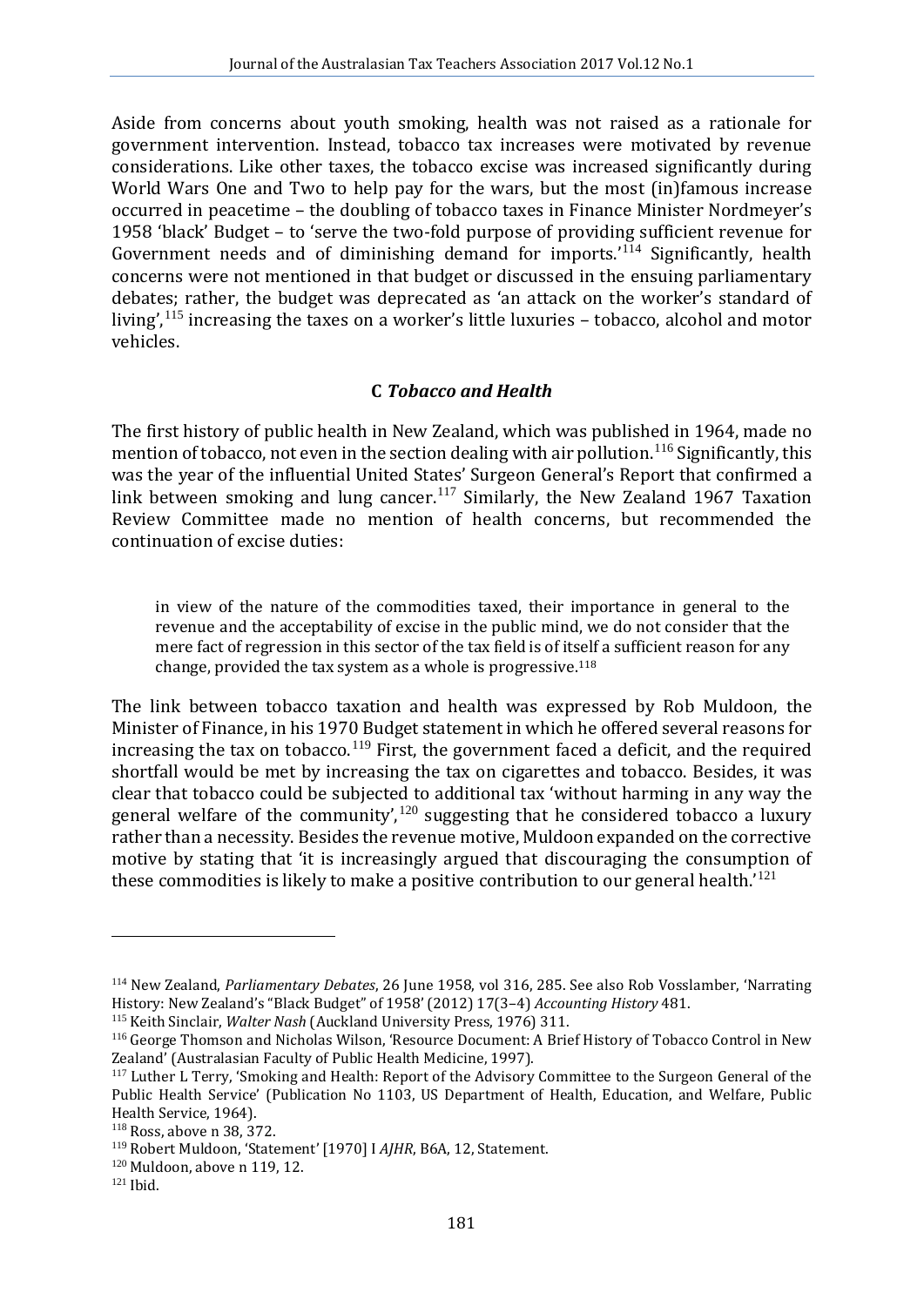Aside from concerns about youth smoking, health was not raised as a rationale for government intervention. Instead, tobacco tax increases were motivated by revenue considerations. Like other taxes, the tobacco excise was increased significantly during World Wars One and Two to help pay for the wars, but the most (in)famous increase occurred in peacetime – the doubling of tobacco taxes in Finance Minister Nordmeyer's 1958 'black' Budget – to 'serve the two-fold purpose of providing sufficient revenue for Government needs and of diminishing demand for imports.'[114] Significantly, health concerns were not mentioned in that budget or discussed in the ensuing parliamentary debates; rather, the budget was deprecated as 'an attack on the worker's standard of living',[115] increasing the taxes on a worker's little luxuries – tobacco, alcohol and motor vehicles.

### C *Tobacco and Health*

The first history of public health in New Zealand, which was published in 1964, made no mention of tobacco, not even in the section dealing with air pollution.[116] Significantly, this was the year of the influential United States' Surgeon General's Report that confirmed a link between smoking and lung cancer.[117] Similarly, the New Zealand 1967 Taxation Review Committee made no mention of health concerns, but recommended the continuation of excise duties:

> in view of the nature of the commodities taxed, their importance in general to the revenue and the acceptability of excise in the public mind, we do not consider that the mere fact of regression in this sector of the tax field is of itself a sufficient reason for any change, provided the tax system as a whole is progressive.[118]

The link between tobacco taxation and health was expressed by Rob Muldoon, the Minister of Finance, in his 1970 Budget statement in which he offered several reasons for increasing the tax on tobacco.[119] First, the government faced a deficit, and the required shortfall would be met by increasing the tax on cigarettes and tobacco. Besides, it was clear that tobacco could be subjected to additional tax 'without harming in any way the general welfare of the community',[120] suggesting that he considered tobacco a luxury rather than a necessity. Besides the revenue motive, Muldoon expanded on the corrective motive by stating that 'it is increasingly argued that discouraging the consumption of these commodities is likely to make a positive contribution to our general health.'[121]

---

[114] New Zealand, *Parliamentary Debates*, 26 June 1958, vol 316, 285. See also Rob Vosslamber, 'Narrating History: New Zealand's "Black Budget" of 1958' (2012) 17(3–4) *Accounting History* 481.

[115] Keith Sinclair, *Walter Nash* (Auckland University Press, 1976) 311.

[116] George Thomson and Nicholas Wilson, 'Resource Document: A Brief History of Tobacco Control in New Zealand' (Australasian Faculty of Public Health Medicine, 1997).

[117] Luther L Terry, 'Smoking and Health: Report of the Advisory Committee to the Surgeon General of the Public Health Service' (Publication No 1103, US Department of Health, Education, and Welfare, Public Health Service, 1964).

[118] Ross, above n 38, 372.

[119] Robert Muldoon, 'Statement' [1970] I *AJHR*, B6A, 12, Statement.

[120] Muldoon, above n 119, 12.

[121] Ibid.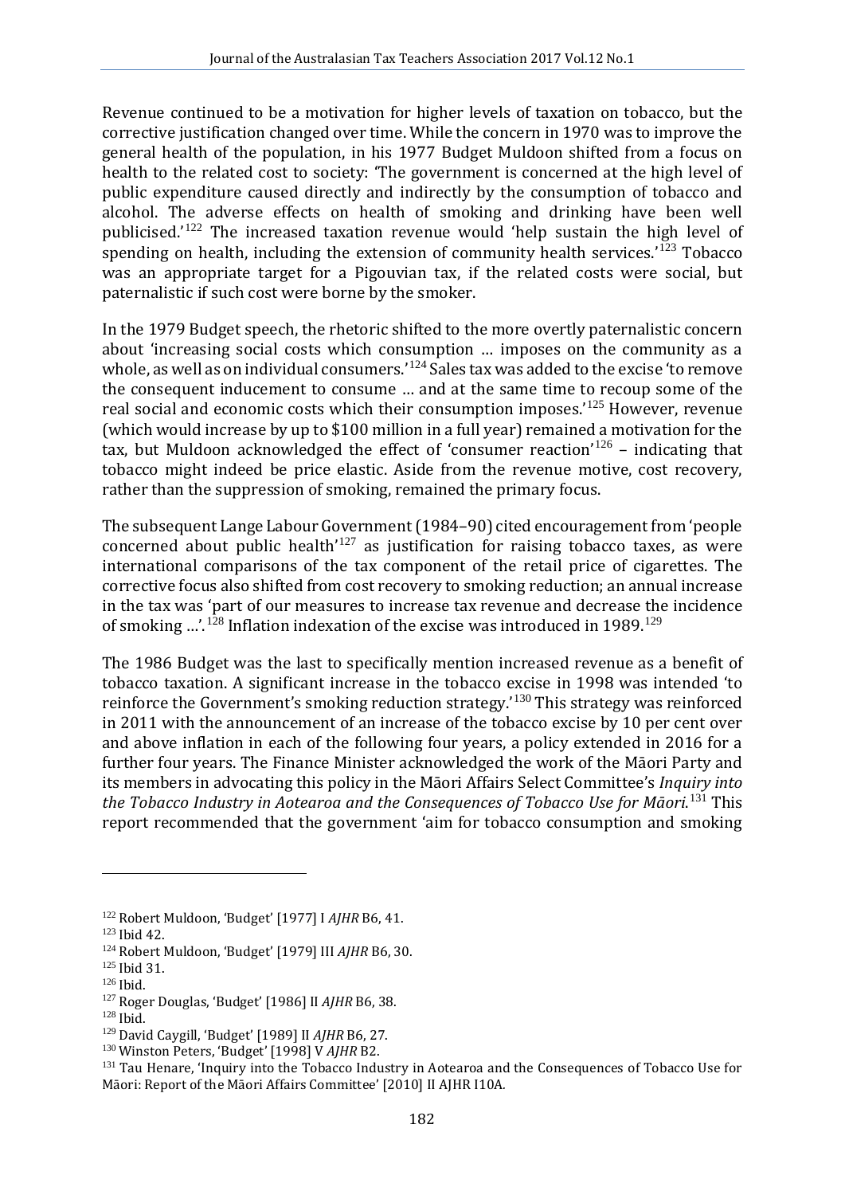Revenue continued to be a motivation for higher levels of taxation on tobacco, but the corrective justification changed over time. While the concern in 1970 was to improve the general health of the population, in his 1977 Budget Muldoon shifted from a focus on health to the related cost to society: 'The government is concerned at the high level of public expenditure caused directly and indirectly by the consumption of tobacco and alcohol. The adverse effects on health of smoking and drinking have been well publicised.'[122] The increased taxation revenue would 'help sustain the high level of spending on health, including the extension of community health services.'[123] Tobacco was an appropriate target for a Pigouvian tax, if the related costs were social, but paternalistic if such cost were borne by the smoker.

In the 1979 Budget speech, the rhetoric shifted to the more overtly paternalistic concern about 'increasing social costs which consumption … imposes on the community as a whole, as well as on individual consumers.'[124] Sales tax was added to the excise 'to remove the consequent inducement to consume … and at the same time to recoup some of the real social and economic costs which their consumption imposes.'[125] However, revenue (which would increase by up to $100 million in a full year) remained a motivation for the tax, but Muldoon acknowledged the effect of 'consumer reaction'[126] – indicating that tobacco might indeed be price elastic. Aside from the revenue motive, cost recovery, rather than the suppression of smoking, remained the primary focus.

The subsequent Lange Labour Government (1984–90) cited encouragement from 'people concerned about public health'[127] as justification for raising tobacco taxes, as were international comparisons of the tax component of the retail price of cigarettes. The corrective focus also shifted from cost recovery to smoking reduction; an annual increase in the tax was 'part of our measures to increase tax revenue and decrease the incidence of smoking …'.[128] Inflation indexation of the excise was introduced in 1989.[129]

The 1986 Budget was the last to specifically mention increased revenue as a benefit of tobacco taxation. A significant increase in the tobacco excise in 1998 was intended 'to reinforce the Government's smoking reduction strategy.'[130] This strategy was reinforced in 2011 with the announcement of an increase of the tobacco excise by 10 per cent over and above inflation in each of the following four years, a policy extended in 2016 for a further four years. The Finance Minister acknowledged the work of the Māori Party and its members in advocating this policy in the Māori Affairs Select Committee's *Inquiry into the Tobacco Industry in Aotearoa and the Consequences of Tobacco Use for Māori*.[131] This report recommended that the government 'aim for tobacco consumption and smoking

---

[122] Robert Muldoon, 'Budget' [1977] I *AJHR* B6, 41.

[123] Ibid 42.

[124] Robert Muldoon, 'Budget' [1979] III *AJHR* B6, 30.

[125] Ibid 31.

[126] Ibid.

[127] Roger Douglas, 'Budget' [1986] II *AJHR* B6, 38.

[128] Ibid.

[129] David Caygill, 'Budget' [1989] II *AJHR* B6, 27.

[130] Winston Peters, 'Budget' [1998] V *AJHR* B2.

[131] Tau Henare, 'Inquiry into the Tobacco Industry in Aotearoa and the Consequences of Tobacco Use for Māori: Report of the Māori Affairs Committee' [2010] II AJHR I10A.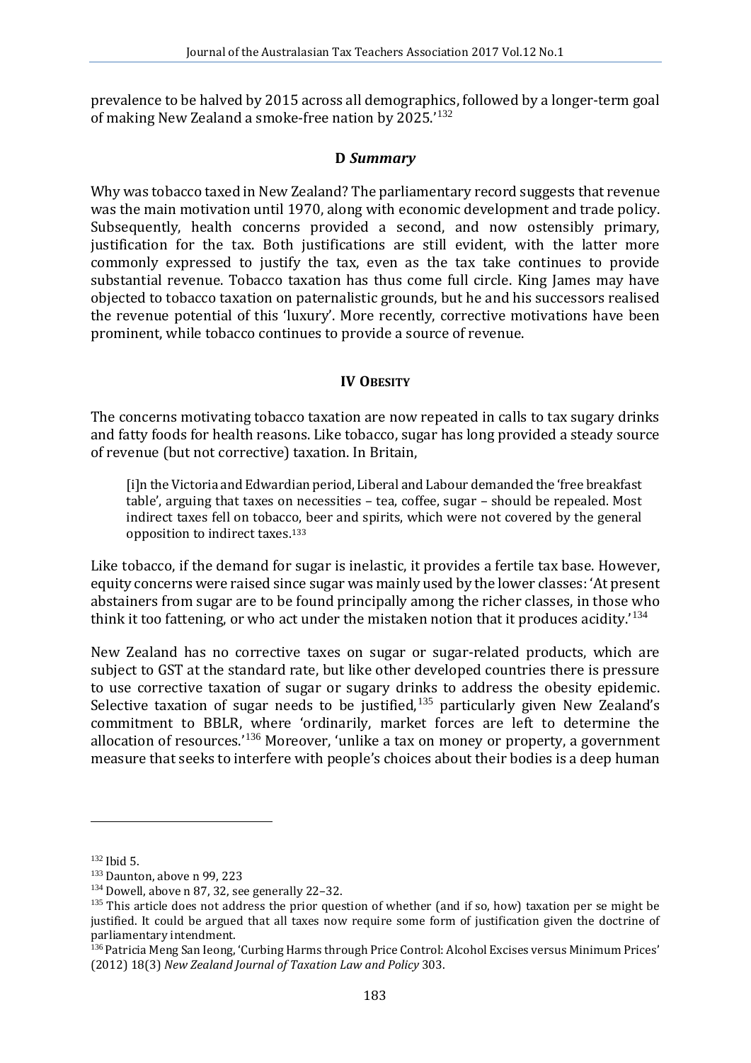prevalence to be halved by 2015 across all demographics, followed by a longer-term goal of making New Zealand a smoke-free nation by 2025.'[132]

### D *Summary*

Why was tobacco taxed in New Zealand? The parliamentary record suggests that revenue was the main motivation until 1970, along with economic development and trade policy. Subsequently, health concerns provided a second, and now ostensibly primary, justification for the tax. Both justifications are still evident, with the latter more commonly expressed to justify the tax, even as the tax take continues to provide substantial revenue. Tobacco taxation has thus come full circle. King James may have objected to tobacco taxation on paternalistic grounds, but he and his successors realised the revenue potential of this 'luxury'. More recently, corrective motivations have been prominent, while tobacco continues to provide a source of revenue.

## IV Obesity

The concerns motivating tobacco taxation are now repeated in calls to tax sugary drinks and fatty foods for health reasons. Like tobacco, sugar has long provided a steady source of revenue (but not corrective) taxation. In Britain,

> [i]n the Victoria and Edwardian period, Liberal and Labour demanded the 'free breakfast table', arguing that taxes on necessities – tea, coffee, sugar – should be repealed. Most indirect taxes fell on tobacco, beer and spirits, which were not covered by the general opposition to indirect taxes.[133]

Like tobacco, if the demand for sugar is inelastic, it provides a fertile tax base. However, equity concerns were raised since sugar was mainly used by the lower classes: 'At present abstainers from sugar are to be found principally among the richer classes, in those who think it too fattening, or who act under the mistaken notion that it produces acidity.'[134]

New Zealand has no corrective taxes on sugar or sugar-related products, which are subject to GST at the standard rate, but like other developed countries there is pressure to use corrective taxation of sugar or sugary drinks to address the obesity epidemic. Selective taxation of sugar needs to be justified,[135] particularly given New Zealand's commitment to BBLR, where 'ordinarily, market forces are left to determine the allocation of resources.'[136] Moreover, 'unlike a tax on money or property, a government measure that seeks to interfere with people's choices about their bodies is a deep human

---

[132] Ibid 5.

[133] Daunton, above n 99, 223

[134] Dowell, above n 87, 32, see generally 22–32.

[135] This article does not address the prior question of whether (and if so, how) taxation per se might be justified. It could be argued that all taxes now require some form of justification given the doctrine of parliamentary intendment.

[136] Patricia Meng San Ieong, 'Curbing Harms through Price Control: Alcohol Excises versus Minimum Prices' (2012) 18(3) *New Zealand Journal of Taxation Law and Policy* 303.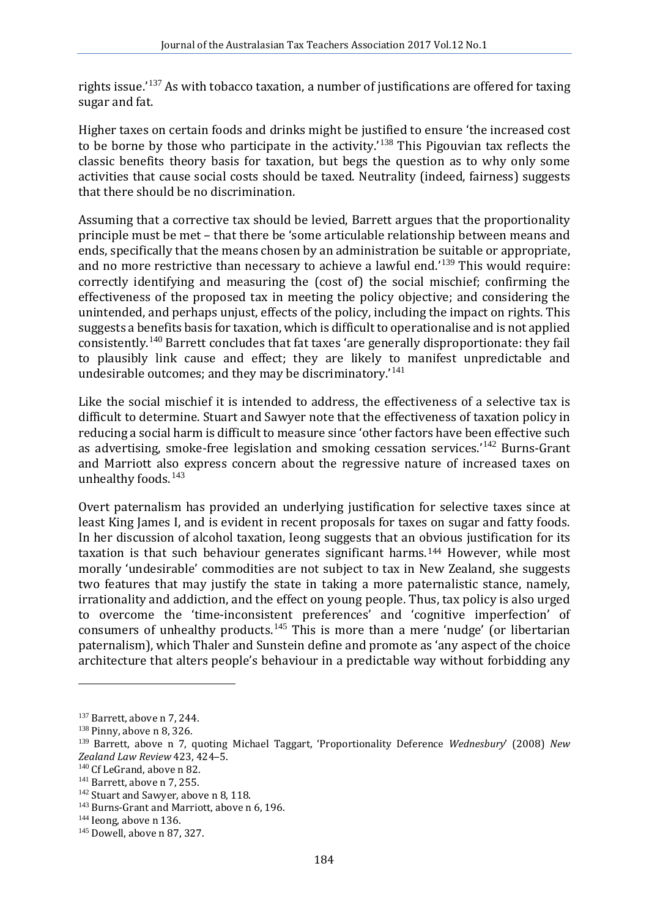rights issue.'[137] As with tobacco taxation, a number of justifications are offered for taxing sugar and fat.

Higher taxes on certain foods and drinks might be justified to ensure 'the increased cost to be borne by those who participate in the activity.'[138] This Pigouvian tax reflects the classic benefits theory basis for taxation, but begs the question as to why only some activities that cause social costs should be taxed. Neutrality (indeed, fairness) suggests that there should be no discrimination.

Assuming that a corrective tax should be levied, Barrett argues that the proportionality principle must be met – that there be 'some articulable relationship between means and ends, specifically that the means chosen by an administration be suitable or appropriate, and no more restrictive than necessary to achieve a lawful end.'[139] This would require: correctly identifying and measuring the (cost of) the social mischief; confirming the effectiveness of the proposed tax in meeting the policy objective; and considering the unintended, and perhaps unjust, effects of the policy, including the impact on rights. This suggests a benefits basis for taxation, which is difficult to operationalise and is not applied consistently.[140] Barrett concludes that fat taxes 'are generally disproportionate: they fail to plausibly link cause and effect; they are likely to manifest unpredictable and undesirable outcomes; and they may be discriminatory.'[141]

Like the social mischief it is intended to address, the effectiveness of a selective tax is difficult to determine. Stuart and Sawyer note that the effectiveness of taxation policy in reducing a social harm is difficult to measure since 'other factors have been effective such as advertising, smoke-free legislation and smoking cessation services.'[142] Burns-Grant and Marriott also express concern about the regressive nature of increased taxes on unhealthy foods.[143]

Overt paternalism has provided an underlying justification for selective taxes since at least King James I, and is evident in recent proposals for taxes on sugar and fatty foods. In her discussion of alcohol taxation, Ieong suggests that an obvious justification for its taxation is that such behaviour generates significant harms.[144] However, while most morally 'undesirable' commodities are not subject to tax in New Zealand, she suggests two features that may justify the state in taking a more paternalistic stance, namely, irrationality and addiction, and the effect on young people. Thus, tax policy is also urged to overcome the 'time-inconsistent preferences' and 'cognitive imperfection' of consumers of unhealthy products.[145] This is more than a mere 'nudge' (or libertarian paternalism), which Thaler and Sunstein define and promote as 'any aspect of the choice architecture that alters people's behaviour in a predictable way without forbidding any

---

[137] Barrett, above n 7, 244.

[138] Pinny, above n 8, 326.

[139] Barrett, above n 7, quoting Michael Taggart, 'Proportionality Deference *Wednesbury*' (2008) *New Zealand Law Review* 423, 424–5.

[140] Cf LeGrand, above n 82.

[141] Barrett, above n 7, 255.

[142] Stuart and Sawyer, above n 8, 118.

[143] Burns-Grant and Marriott, above n 6, 196.

[144] Ieong, above n 136.

[145] Dowell, above n 87, 327.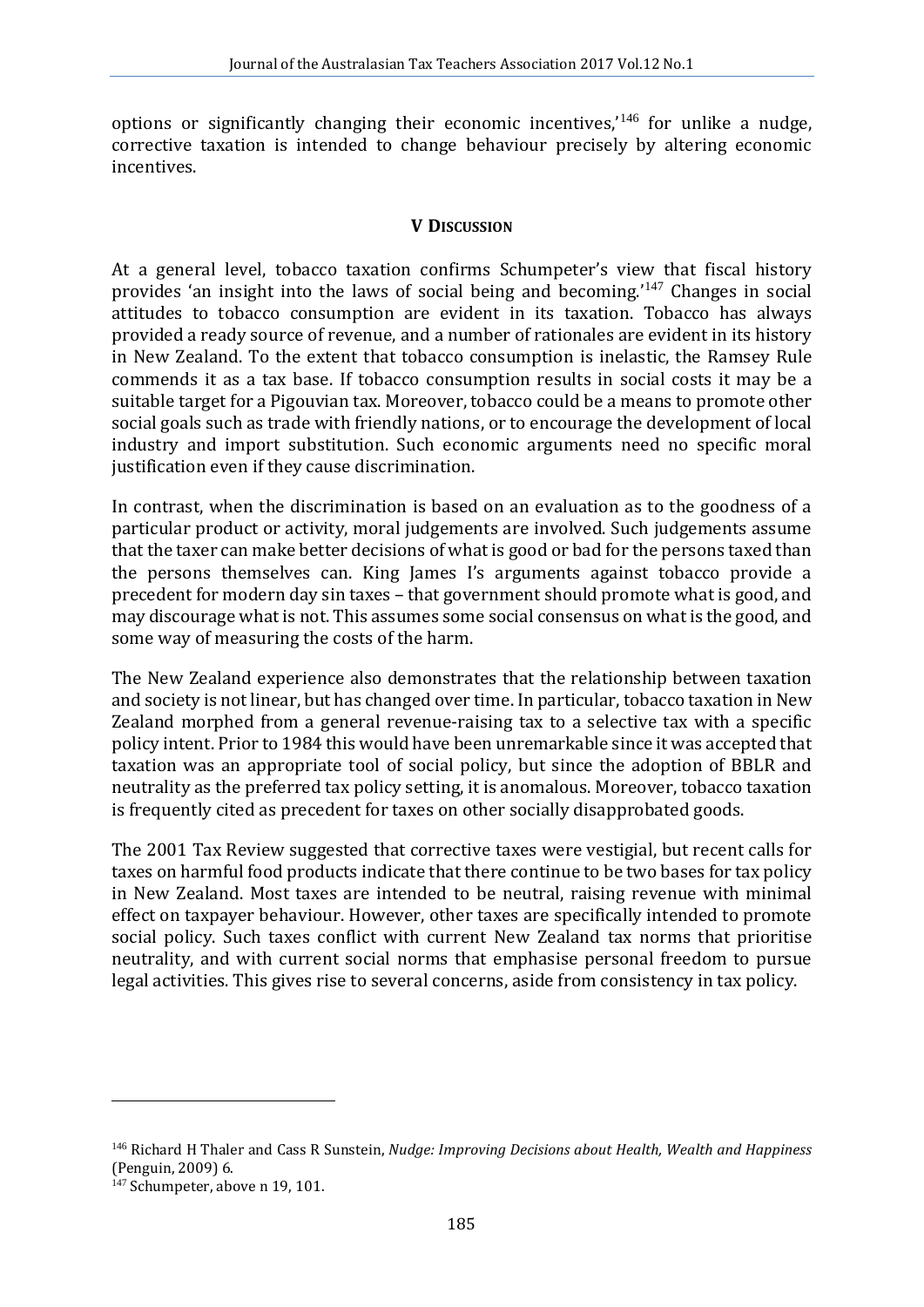options or significantly changing their economic incentives,'[146] for unlike a nudge, corrective taxation is intended to change behaviour precisely by altering economic incentives.

## V Discussion

At a general level, tobacco taxation confirms Schumpeter's view that fiscal history provides 'an insight into the laws of social being and becoming.'[147] Changes in social attitudes to tobacco consumption are evident in its taxation. Tobacco has always provided a ready source of revenue, and a number of rationales are evident in its history in New Zealand. To the extent that tobacco consumption is inelastic, the Ramsey Rule commends it as a tax base. If tobacco consumption results in social costs it may be a suitable target for a Pigouvian tax. Moreover, tobacco could be a means to promote other social goals such as trade with friendly nations, or to encourage the development of local industry and import substitution. Such economic arguments need no specific moral justification even if they cause discrimination.

In contrast, when the discrimination is based on an evaluation as to the goodness of a particular product or activity, moral judgements are involved. Such judgements assume that the taxer can make better decisions of what is good or bad for the persons taxed than the persons themselves can. King James I's arguments against tobacco provide a precedent for modern day sin taxes – that government should promote what is good, and may discourage what is not. This assumes some social consensus on what is the good, and some way of measuring the costs of the harm.

The New Zealand experience also demonstrates that the relationship between taxation and society is not linear, but has changed over time. In particular, tobacco taxation in New Zealand morphed from a general revenue-raising tax to a selective tax with a specific policy intent. Prior to 1984 this would have been unremarkable since it was accepted that taxation was an appropriate tool of social policy, but since the adoption of BBLR and neutrality as the preferred tax policy setting, it is anomalous. Moreover, tobacco taxation is frequently cited as precedent for taxes on other socially disapprobated goods.

The 2001 Tax Review suggested that corrective taxes were vestigial, but recent calls for taxes on harmful food products indicate that there continue to be two bases for tax policy in New Zealand. Most taxes are intended to be neutral, raising revenue with minimal effect on taxpayer behaviour. However, other taxes are specifically intended to promote social policy. Such taxes conflict with current New Zealand tax norms that prioritise neutrality, and with current social norms that emphasise personal freedom to pursue legal activities. This gives rise to several concerns, aside from consistency in tax policy.

---

[146] Richard H Thaler and Cass R Sunstein, *Nudge: Improving Decisions about Health, Wealth and Happiness* (Penguin, 2009) 6.

[147] Schumpeter, above n 19, 101.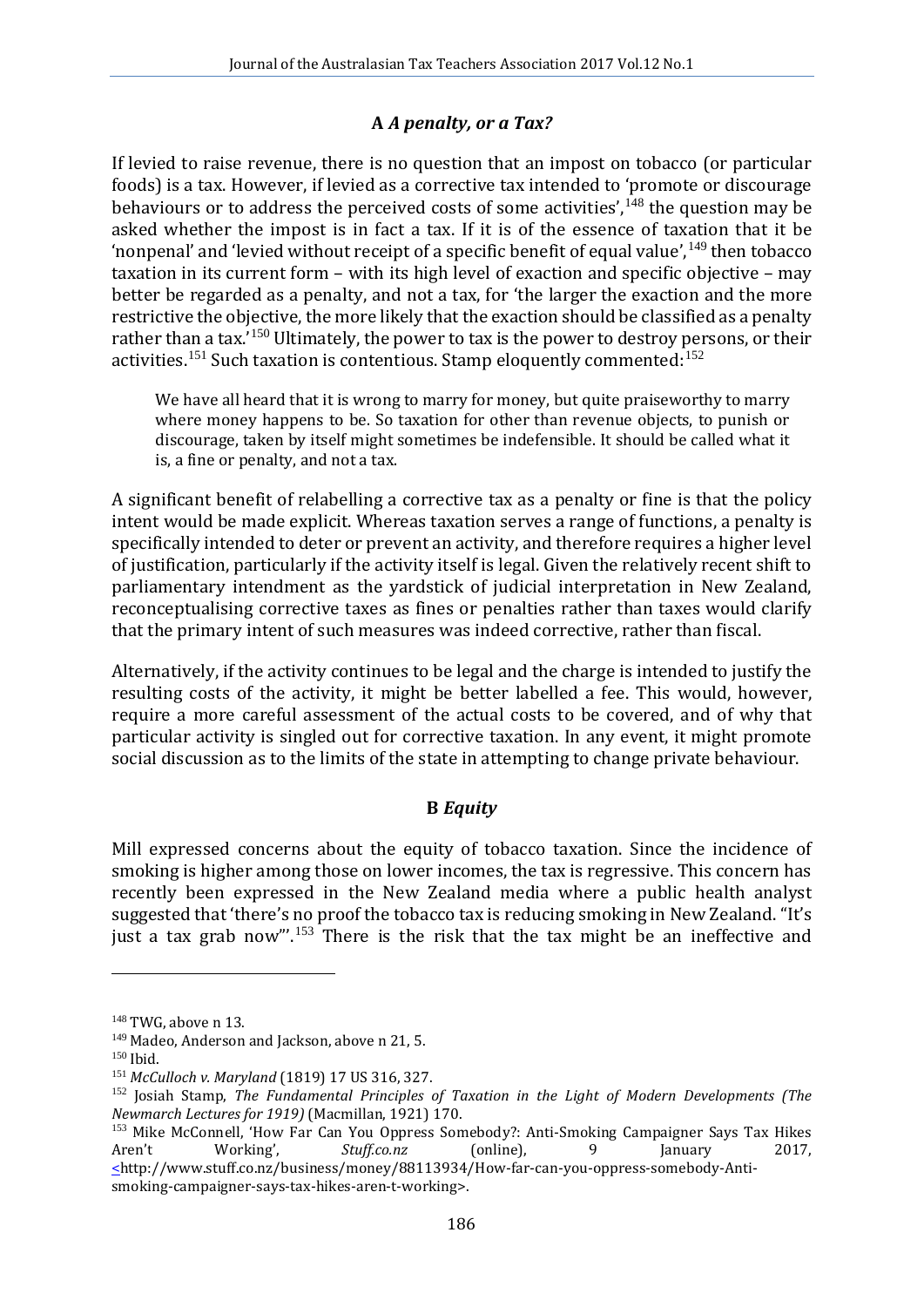### A *A penalty, or a Tax?*

If levied to raise revenue, there is no question that an impost on tobacco (or particular foods) is a tax. However, if levied as a corrective tax intended to 'promote or discourage behaviours or to address the perceived costs of some activities',[148] the question may be asked whether the impost is in fact a tax. If it is of the essence of taxation that it be 'nonpenal' and 'levied without receipt of a specific benefit of equal value',[149] then tobacco taxation in its current form – with its high level of exaction and specific objective – may better be regarded as a penalty, and not a tax, for 'the larger the exaction and the more restrictive the objective, the more likely that the exaction should be classified as a penalty rather than a tax.'[150] Ultimately, the power to tax is the power to destroy persons, or their activities.[151] Such taxation is contentious. Stamp eloquently commented:[152]

> We have all heard that it is wrong to marry for money, but quite praiseworthy to marry where money happens to be. So taxation for other than revenue objects, to punish or discourage, taken by itself might sometimes be indefensible. It should be called what it is, a fine or penalty, and not a tax.

A significant benefit of relabelling a corrective tax as a penalty or fine is that the policy intent would be made explicit. Whereas taxation serves a range of functions, a penalty is specifically intended to deter or prevent an activity, and therefore requires a higher level of justification, particularly if the activity itself is legal. Given the relatively recent shift to parliamentary intendment as the yardstick of judicial interpretation in New Zealand, reconceptualising corrective taxes as fines or penalties rather than taxes would clarify that the primary intent of such measures was indeed corrective, rather than fiscal.

Alternatively, if the activity continues to be legal and the charge is intended to justify the resulting costs of the activity, it might be better labelled a fee. This would, however, require a more careful assessment of the actual costs to be covered, and of why that particular activity is singled out for corrective taxation. In any event, it might promote social discussion as to the limits of the state in attempting to change private behaviour.

### B *Equity*

Mill expressed concerns about the equity of tobacco taxation. Since the incidence of smoking is higher among those on lower incomes, the tax is regressive. This concern has recently been expressed in the New Zealand media where a public health analyst suggested that 'there's no proof the tobacco tax is reducing smoking in New Zealand. "It's just a tax grab now"'.[153] There is the risk that the tax might be an ineffective and

---

[148] TWG, above n 13.

[149] Madeo, Anderson and Jackson, above n 21, 5.

[150] Ibid.

[151] *McCulloch v. Maryland* (1819) 17 US 316, 327.

[152] Josiah Stamp, *The Fundamental Principles of Taxation in the Light of Modern Developments (The Newmarch Lectures for 1919)* (Macmillan, 1921) 170.

[153] Mike McConnell, 'How Far Can You Oppress Somebody?: Anti-Smoking Campaigner Says Tax Hikes Aren't Working', *Stuff.co.nz* (online), 9 January 2017, <http://www.stuff.co.nz/business/money/88113934/How-far-can-you-oppress-somebody-Anti-smoking-campaigner-says-tax-hikes-aren-t-working>.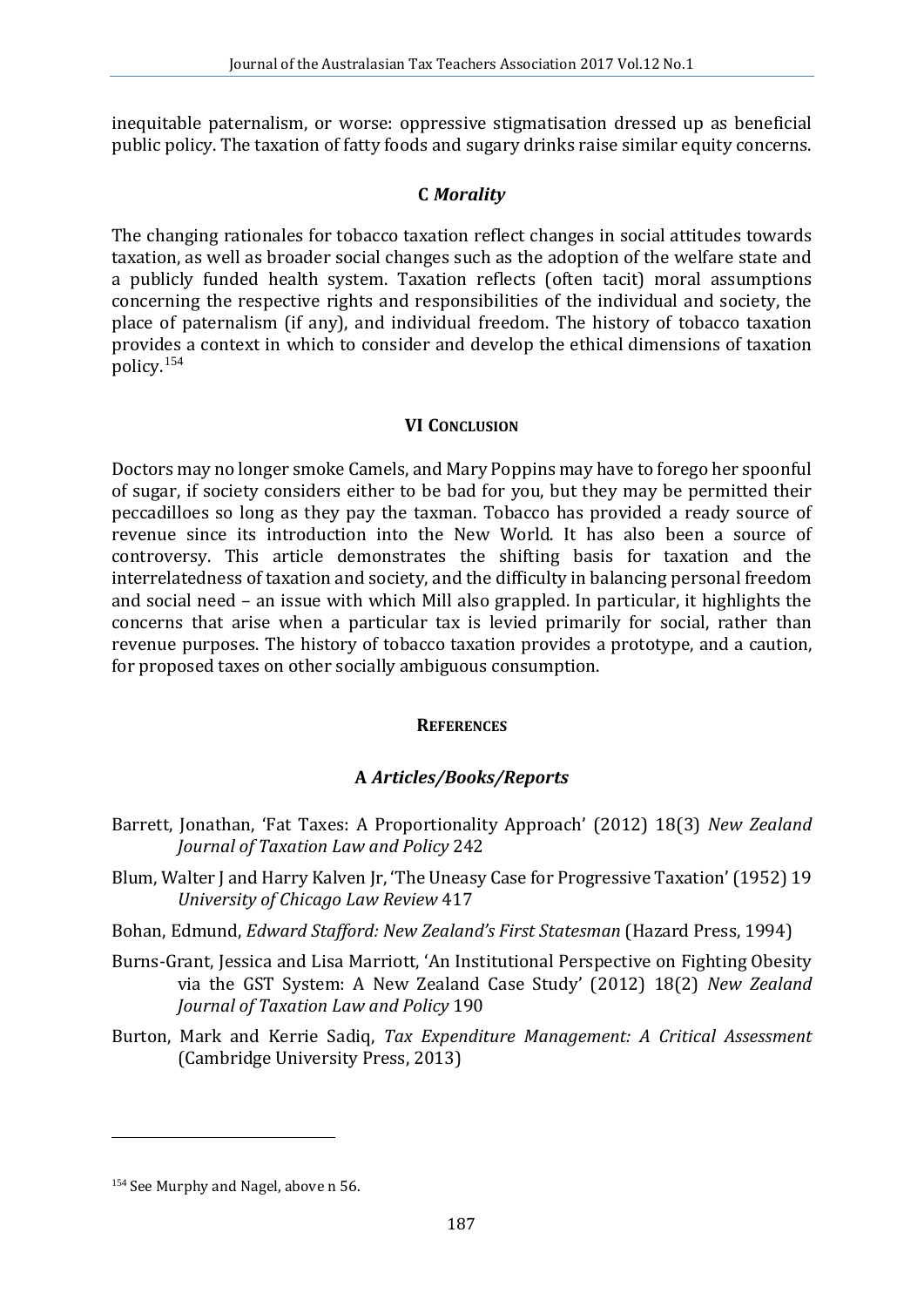inequitable paternalism, or worse: oppressive stigmatisation dressed up as beneficial public policy. The taxation of fatty foods and sugary drinks raise similar equity concerns.

### C *Morality*

The changing rationales for tobacco taxation reflect changes in social attitudes towards taxation, as well as broader social changes such as the adoption of the welfare state and a publicly funded health system. Taxation reflects (often tacit) moral assumptions concerning the respective rights and responsibilities of the individual and society, the place of paternalism (if any), and individual freedom. The history of tobacco taxation provides a context in which to consider and develop the ethical dimensions of taxation policy.[154]

## VI Conclusion

Doctors may no longer smoke Camels, and Mary Poppins may have to forego her spoonful of sugar, if society considers either to be bad for you, but they may be permitted their peccadilloes so long as they pay the taxman. Tobacco has provided a ready source of revenue since its introduction into the New World. It has also been a source of controversy. This article demonstrates the shifting basis for taxation and the interrelatedness of taxation and society, and the difficulty in balancing personal freedom and social need – an issue with which Mill also grappled. In particular, it highlights the concerns that arise when a particular tax is levied primarily for social, rather than revenue purposes. The history of tobacco taxation provides a prototype, and a caution, for proposed taxes on other socially ambiguous consumption.

## References

### A *Articles/Books/Reports*

Barrett, Jonathan, 'Fat Taxes: A Proportionality Approach' (2012) 18(3) *New Zealand Journal of Taxation Law and Policy* 242

Blum, Walter J and Harry Kalven Jr, 'The Uneasy Case for Progressive Taxation' (1952) 19 *University of Chicago Law Review* 417

Bohan, Edmund, *Edward Stafford: New Zealand's First Statesman* (Hazard Press, 1994)

Burns-Grant, Jessica and Lisa Marriott, 'An Institutional Perspective on Fighting Obesity via the GST System: A New Zealand Case Study' (2012) 18(2) *New Zealand Journal of Taxation Law and Policy* 190

Burton, Mark and Kerrie Sadiq, *Tax Expenditure Management: A Critical Assessment* (Cambridge University Press, 2013)

---

[154] See Murphy and Nagel, above n 56.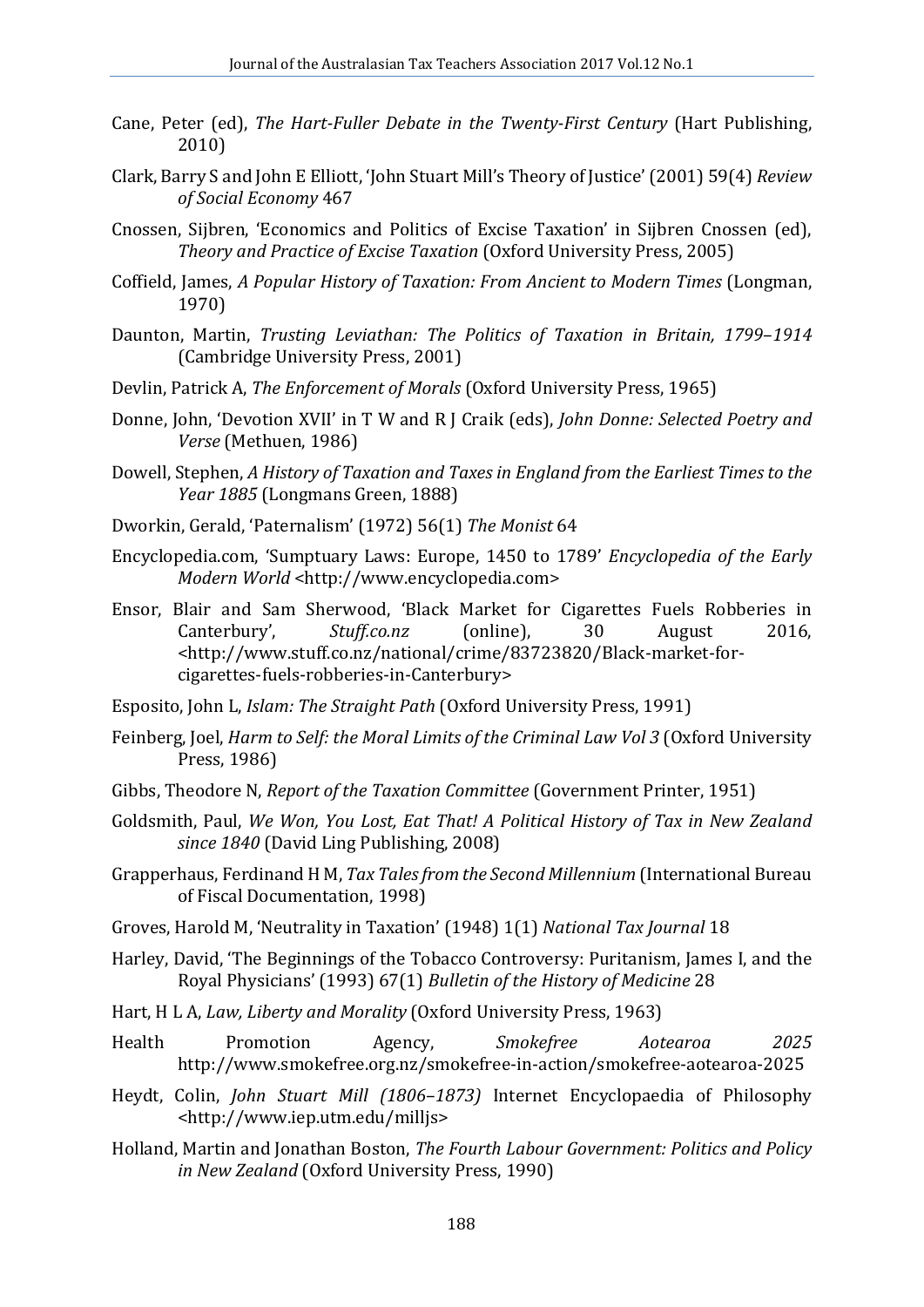Cane, Peter (ed), *The Hart-Fuller Debate in the Twenty-First Century* (Hart Publishing, 2010)

Clark, Barry S and John E Elliott, 'John Stuart Mill's Theory of Justice' (2001) 59(4) *Review of Social Economy* 467

Cnossen, Sijbren, 'Economics and Politics of Excise Taxation' in Sijbren Cnossen (ed), *Theory and Practice of Excise Taxation* (Oxford University Press, 2005)

Coffield, James, *A Popular History of Taxation: From Ancient to Modern Times* (Longman, 1970)

Daunton, Martin, *Trusting Leviathan: The Politics of Taxation in Britain, 1799–1914* (Cambridge University Press, 2001)

Devlin, Patrick A, *The Enforcement of Morals* (Oxford University Press, 1965)

Donne, John, 'Devotion XVII' in T W and R J Craik (eds), *John Donne: Selected Poetry and Verse* (Methuen, 1986)

Dowell, Stephen, *A History of Taxation and Taxes in England from the Earliest Times to the Year 1885* (Longmans Green, 1888)

Dworkin, Gerald, 'Paternalism' (1972) 56(1) *The Monist* 64

Encyclopedia.com, 'Sumptuary Laws: Europe, 1450 to 1789' *Encyclopedia of the Early Modern World* <http://www.encyclopedia.com>

Ensor, Blair and Sam Sherwood, 'Black Market for Cigarettes Fuels Robberies in Canterbury', *Stuff.co.nz* (online), 30 August 2016, <http://www.stuff.co.nz/national/crime/83723820/Black-market-for-cigarettes-fuels-robberies-in-Canterbury>

Esposito, John L, *Islam: The Straight Path* (Oxford University Press, 1991)

Feinberg, Joel, *Harm to Self: the Moral Limits of the Criminal Law Vol 3* (Oxford University Press, 1986)

Gibbs, Theodore N, *Report of the Taxation Committee* (Government Printer, 1951)

Goldsmith, Paul, *We Won, You Lost, Eat That! A Political History of Tax in New Zealand since 1840* (David Ling Publishing, 2008)

Grapperhaus, Ferdinand H M, *Tax Tales from the Second Millennium* (International Bureau of Fiscal Documentation, 1998)

Groves, Harold M, 'Neutrality in Taxation' (1948) 1(1) *National Tax Journal* 18

Harley, David, 'The Beginnings of the Tobacco Controversy: Puritanism, James I, and the Royal Physicians' (1993) 67(1) *Bulletin of the History of Medicine* 28

Hart, H L A, *Law, Liberty and Morality* (Oxford University Press, 1963)

Health Promotion Agency, *Smokefree Aotearoa 2025* http://www.smokefree.org.nz/smokefree-in-action/smokefree-aotearoa-2025

Heydt, Colin, *John Stuart Mill (1806–1873)* Internet Encyclopaedia of Philosophy <http://www.iep.utm.edu/milljs>

Holland, Martin and Jonathan Boston, *The Fourth Labour Government: Politics and Policy in New Zealand* (Oxford University Press, 1990)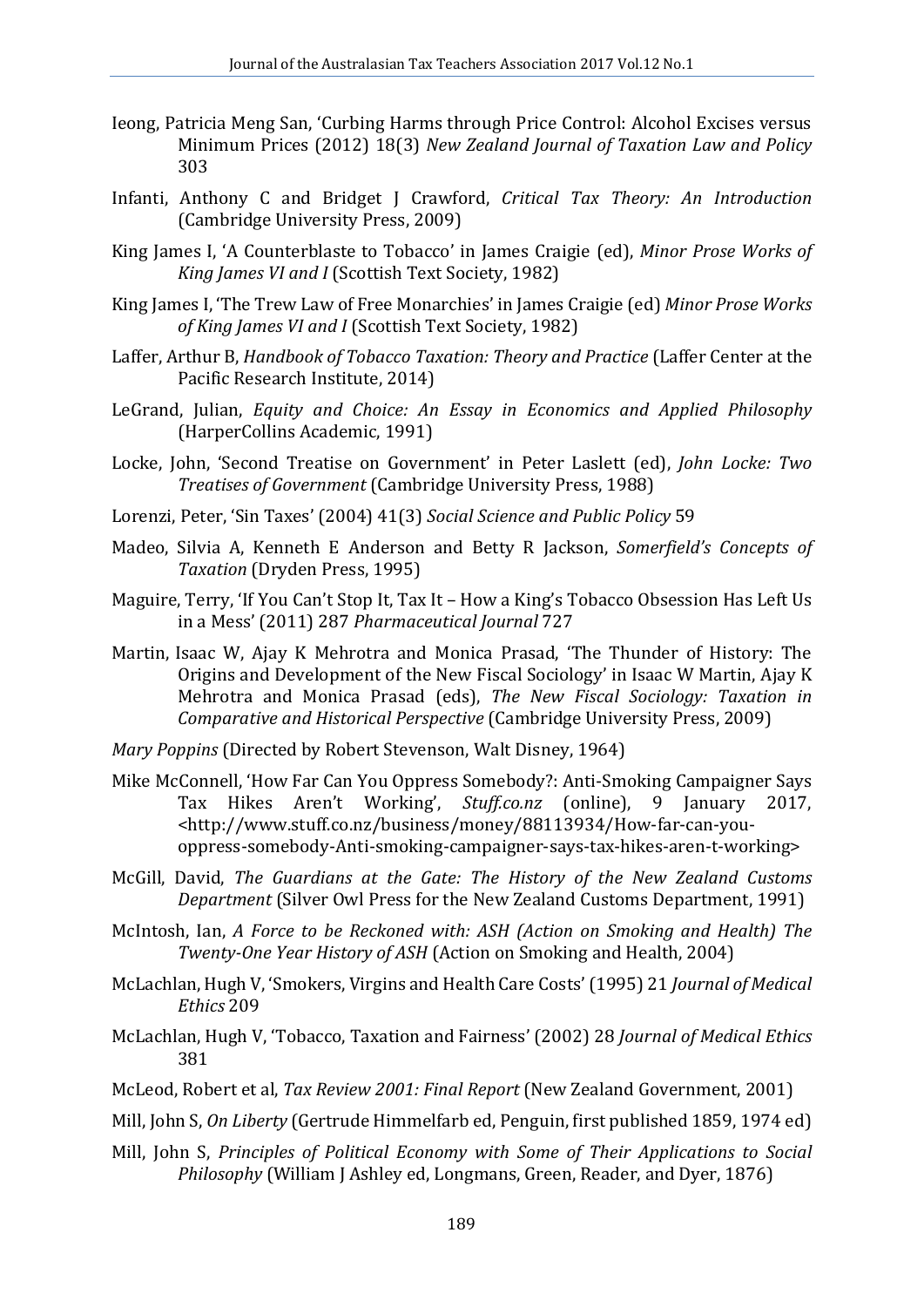Ieong, Patricia Meng San, 'Curbing Harms through Price Control: Alcohol Excises versus Minimum Prices (2012) 18(3) *New Zealand Journal of Taxation Law and Policy* 303

Infanti, Anthony C and Bridget J Crawford, *Critical Tax Theory: An Introduction* (Cambridge University Press, 2009)

King James I, 'A Counterblaste to Tobacco' in James Craigie (ed), *Minor Prose Works of King James VI and I* (Scottish Text Society, 1982)

King James I, 'The Trew Law of Free Monarchies' in James Craigie (ed) *Minor Prose Works of King James VI and I* (Scottish Text Society, 1982)

Laffer, Arthur B, *Handbook of Tobacco Taxation: Theory and Practice* (Laffer Center at the Pacific Research Institute, 2014)

LeGrand, Julian, *Equity and Choice: An Essay in Economics and Applied Philosophy* (HarperCollins Academic, 1991)

Locke, John, 'Second Treatise on Government' in Peter Laslett (ed), *John Locke: Two Treatises of Government* (Cambridge University Press, 1988)

Lorenzi, Peter, 'Sin Taxes' (2004) 41(3) *Social Science and Public Policy* 59

Madeo, Silvia A, Kenneth E Anderson and Betty R Jackson, *Somerfield's Concepts of Taxation* (Dryden Press, 1995)

Maguire, Terry, 'If You Can't Stop It, Tax It – How a King's Tobacco Obsession Has Left Us in a Mess' (2011) 287 *Pharmaceutical Journal* 727

Martin, Isaac W, Ajay K Mehrotra and Monica Prasad, 'The Thunder of History: The Origins and Development of the New Fiscal Sociology' in Isaac W Martin, Ajay K Mehrotra and Monica Prasad (eds), *The New Fiscal Sociology: Taxation in Comparative and Historical Perspective* (Cambridge University Press, 2009)

*Mary Poppins* (Directed by Robert Stevenson, Walt Disney, 1964)

Mike McConnell, 'How Far Can You Oppress Somebody?: Anti-Smoking Campaigner Says Tax Hikes Aren't Working', *Stuff.co.nz* (online), 9 January 2017, <http://www.stuff.co.nz/business/money/88113934/How-far-can-you-oppress-somebody-Anti-smoking-campaigner-says-tax-hikes-aren-t-working>

McGill, David, *The Guardians at the Gate: The History of the New Zealand Customs Department* (Silver Owl Press for the New Zealand Customs Department, 1991)

McIntosh, Ian, *A Force to be Reckoned with: ASH (Action on Smoking and Health) The Twenty-One Year History of ASH* (Action on Smoking and Health, 2004)

McLachlan, Hugh V, 'Smokers, Virgins and Health Care Costs' (1995) 21 *Journal of Medical Ethics* 209

McLachlan, Hugh V, 'Tobacco, Taxation and Fairness' (2002) 28 *Journal of Medical Ethics* 381

McLeod, Robert et al, *Tax Review 2001: Final Report* (New Zealand Government, 2001)

Mill, John S, *On Liberty* (Gertrude Himmelfarb ed, Penguin, first published 1859, 1974 ed)

Mill, John S, *Principles of Political Economy with Some of Their Applications to Social Philosophy* (William J Ashley ed, Longmans, Green, Reader, and Dyer, 1876)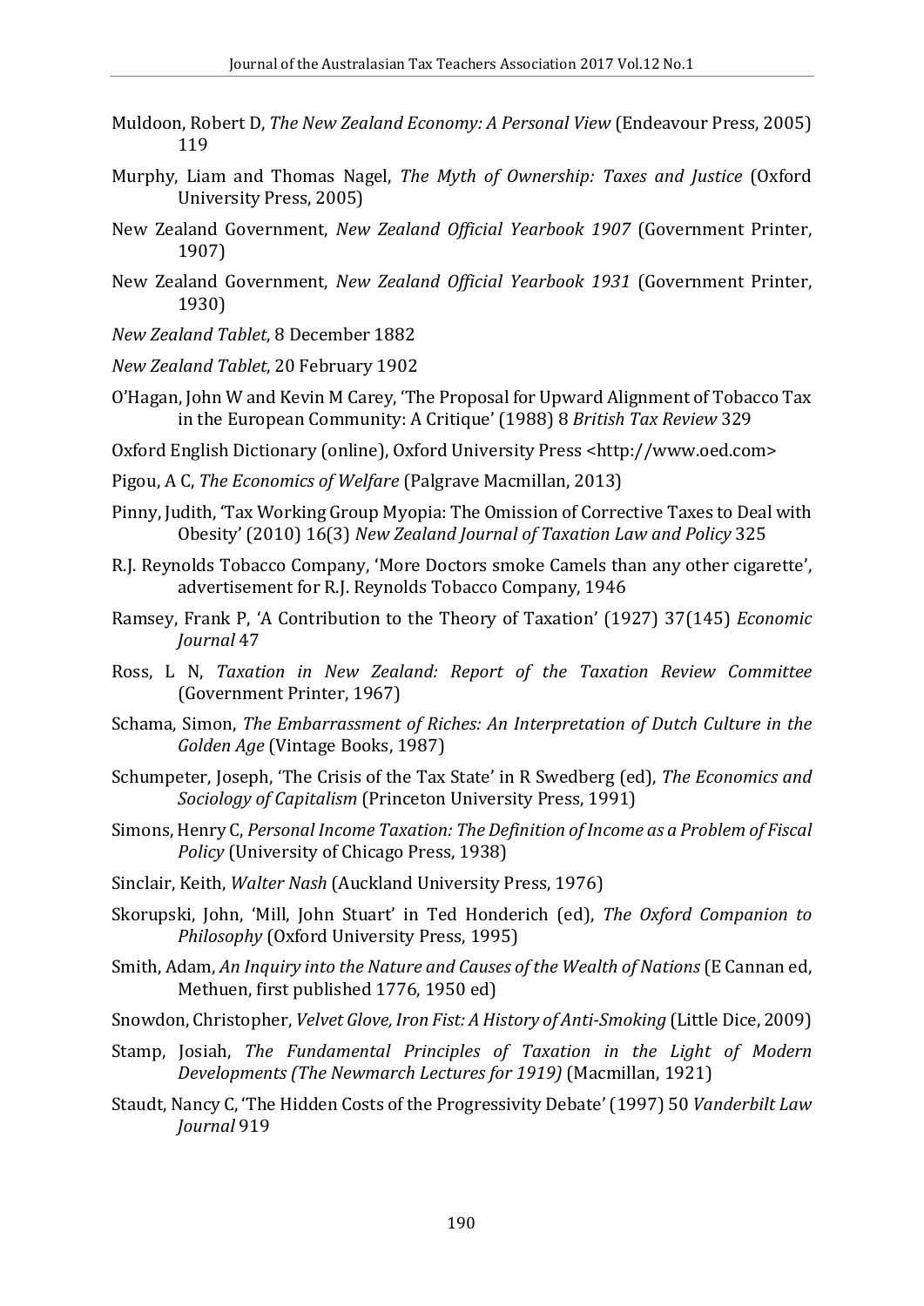Muldoon, Robert D, *The New Zealand Economy: A Personal View* (Endeavour Press, 2005) 119

Murphy, Liam and Thomas Nagel, *The Myth of Ownership: Taxes and Justice* (Oxford University Press, 2005)

New Zealand Government, *New Zealand Official Yearbook 1907* (Government Printer, 1907)

New Zealand Government, *New Zealand Official Yearbook 1931* (Government Printer, 1930)

*New Zealand Tablet*, 8 December 1882

*New Zealand Tablet*, 20 February 1902

O'Hagan, John W and Kevin M Carey, 'The Proposal for Upward Alignment of Tobacco Tax in the European Community: A Critique' (1988) 8 *British Tax Review* 329

Oxford English Dictionary (online), Oxford University Press <http://www.oed.com>

Pigou, A C, *The Economics of Welfare* (Palgrave Macmillan, 2013)

Pinny, Judith, 'Tax Working Group Myopia: The Omission of Corrective Taxes to Deal with Obesity' (2010) 16(3) *New Zealand Journal of Taxation Law and Policy* 325

R.J. Reynolds Tobacco Company, 'More Doctors smoke Camels than any other cigarette', advertisement for R.J. Reynolds Tobacco Company, 1946

Ramsey, Frank P, 'A Contribution to the Theory of Taxation' (1927) 37(145) *Economic Journal* 47

Ross, L N, *Taxation in New Zealand: Report of the Taxation Review Committee* (Government Printer, 1967)

Schama, Simon, *The Embarrassment of Riches: An Interpretation of Dutch Culture in the Golden Age* (Vintage Books, 1987)

Schumpeter, Joseph, 'The Crisis of the Tax State' in R Swedberg (ed), *The Economics and Sociology of Capitalism* (Princeton University Press, 1991)

Simons, Henry C, *Personal Income Taxation: The Definition of Income as a Problem of Fiscal Policy* (University of Chicago Press, 1938)

Sinclair, Keith, *Walter Nash* (Auckland University Press, 1976)

Skorupski, John, 'Mill, John Stuart' in Ted Honderich (ed), *The Oxford Companion to Philosophy* (Oxford University Press, 1995)

Smith, Adam, *An Inquiry into the Nature and Causes of the Wealth of Nations* (E Cannan ed, Methuen, first published 1776, 1950 ed)

Snowdon, Christopher, *Velvet Glove, Iron Fist: A History of Anti-Smoking* (Little Dice, 2009)

Stamp, Josiah, *The Fundamental Principles of Taxation in the Light of Modern Developments (The Newmarch Lectures for 1919)* (Macmillan, 1921)

Staudt, Nancy C, 'The Hidden Costs of the Progressivity Debate' (1997) 50 *Vanderbilt Law Journal* 919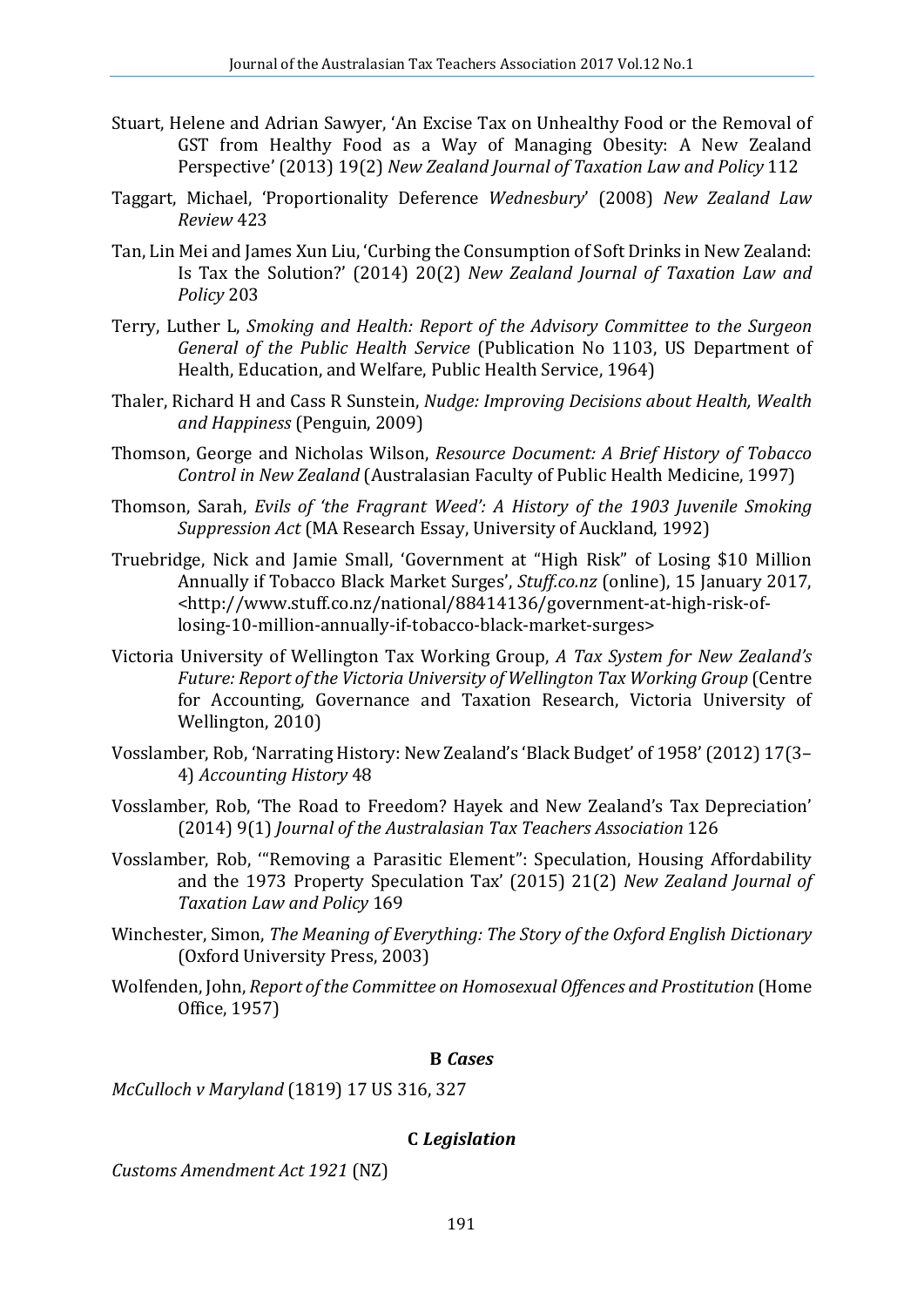Stuart, Helene and Adrian Sawyer, 'An Excise Tax on Unhealthy Food or the Removal of GST from Healthy Food as a Way of Managing Obesity: A New Zealand Perspective' (2013) 19(2) *New Zealand Journal of Taxation Law and Policy* 112

Taggart, Michael, 'Proportionality Deference *Wednesbury*' (2008) *New Zealand Law Review* 423

Tan, Lin Mei and James Xun Liu, 'Curbing the Consumption of Soft Drinks in New Zealand: Is Tax the Solution?' (2014) 20(2) *New Zealand Journal of Taxation Law and Policy* 203

Terry, Luther L, *Smoking and Health: Report of the Advisory Committee to the Surgeon General of the Public Health Service* (Publication No 1103, US Department of Health, Education, and Welfare, Public Health Service, 1964)

Thaler, Richard H and Cass R Sunstein, *Nudge: Improving Decisions about Health, Wealth and Happiness* (Penguin, 2009)

Thomson, George and Nicholas Wilson, *Resource Document: A Brief History of Tobacco Control in New Zealand* (Australasian Faculty of Public Health Medicine, 1997)

Thomson, Sarah, *Evils of 'the Fragrant Weed': A History of the 1903 Juvenile Smoking Suppression Act* (MA Research Essay, University of Auckland, 1992)

Truebridge, Nick and Jamie Small, 'Government at "High Risk" of Losing $10 Million Annually if Tobacco Black Market Surges', *Stuff.co.nz* (online), 15 January 2017, <http://www.stuff.co.nz/national/88414136/government-at-high-risk-of-losing-10-million-annually-if-tobacco-black-market-surges>

Victoria University of Wellington Tax Working Group, *A Tax System for New Zealand's Future: Report of the Victoria University of Wellington Tax Working Group* (Centre for Accounting, Governance and Taxation Research, Victoria University of Wellington, 2010)

Vosslamber, Rob, 'Narrating History: New Zealand's 'Black Budget' of 1958' (2012) 17(3–4) *Accounting History* 48

Vosslamber, Rob, 'The Road to Freedom? Hayek and New Zealand's Tax Depreciation' (2014) 9(1) *Journal of the Australasian Tax Teachers Association* 126

Vosslamber, Rob, '"Removing a Parasitic Element": Speculation, Housing Affordability and the 1973 Property Speculation Tax' (2015) 21(2) *New Zealand Journal of Taxation Law and Policy* 169

Winchester, Simon, *The Meaning of Everything: The Story of the Oxford English Dictionary* (Oxford University Press, 2003)

Wolfenden, John, *Report of the Committee on Homosexual Offences and Prostitution* (Home Office, 1957)

### B *Cases*

*McCulloch v Maryland* (1819) 17 US 316, 327

### C *Legislation*

*Customs Amendment Act 1921* (NZ)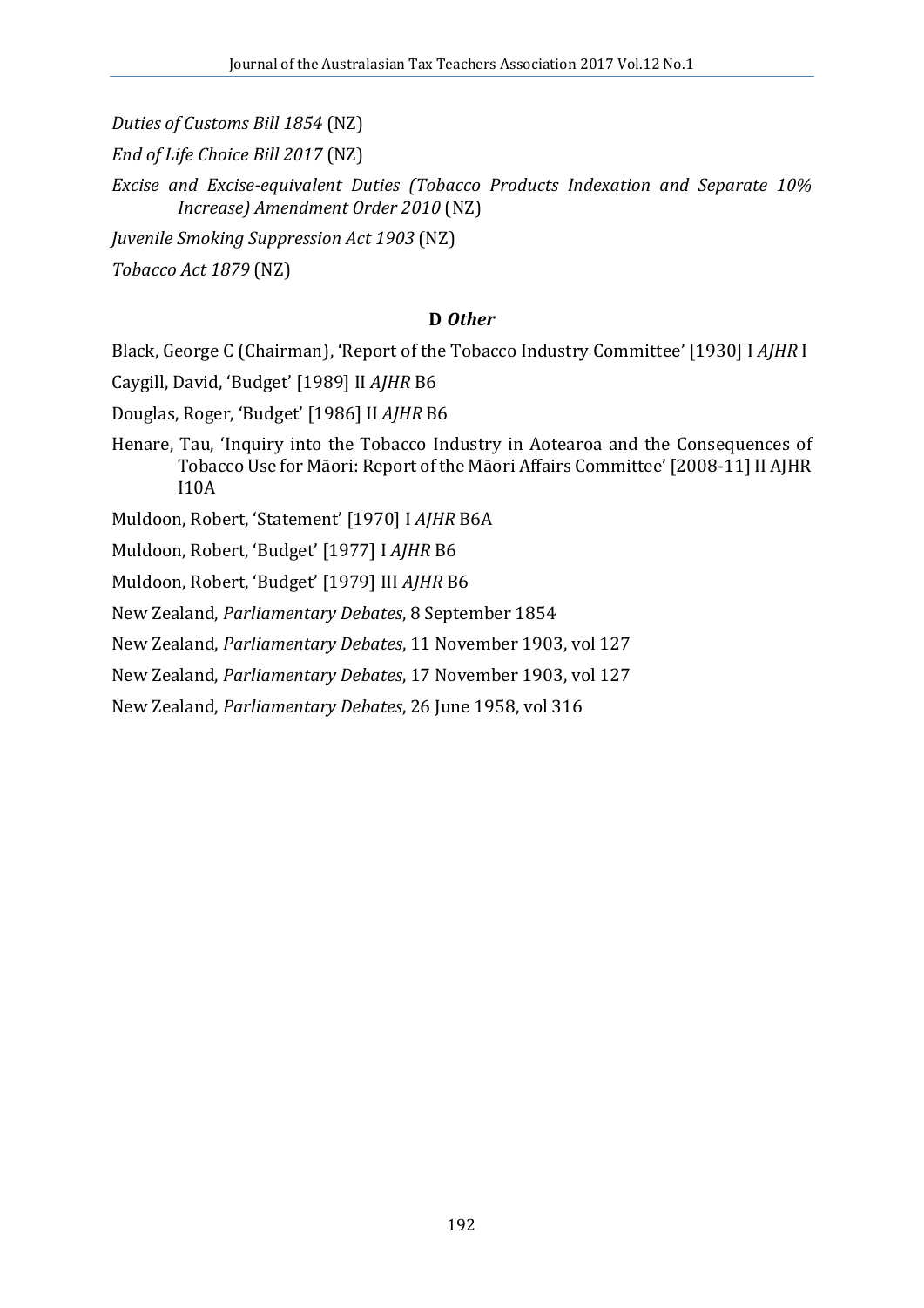*Duties of Customs Bill 1854* (NZ)

*End of Life Choice Bill 2017* (NZ)

*Excise and Excise-equivalent Duties (Tobacco Products Indexation and Separate 10% Increase) Amendment Order 2010* (NZ)

*Juvenile Smoking Suppression Act 1903* (NZ)

*Tobacco Act 1879* (NZ)

### D *Other*

Black, George C (Chairman), 'Report of the Tobacco Industry Committee' [1930] I *AJHR* I

Caygill, David, 'Budget' [1989] II *AJHR* B6

Douglas, Roger, 'Budget' [1986] II *AJHR* B6

Henare, Tau, 'Inquiry into the Tobacco Industry in Aotearoa and the Consequences of Tobacco Use for Māori: Report of the Māori Affairs Committee' [2008-11] II AJHR I10A

Muldoon, Robert, 'Statement' [1970] I *AJHR* B6A

Muldoon, Robert, 'Budget' [1977] I *AJHR* B6

Muldoon, Robert, 'Budget' [1979] III *AJHR* B6

New Zealand, *Parliamentary Debates*, 8 September 1854

New Zealand, *Parliamentary Debates*, 11 November 1903, vol 127

New Zealand, *Parliamentary Debates*, 17 November 1903, vol 127

New Zealand, *Parliamentary Debates*, 26 June 1958, vol 316